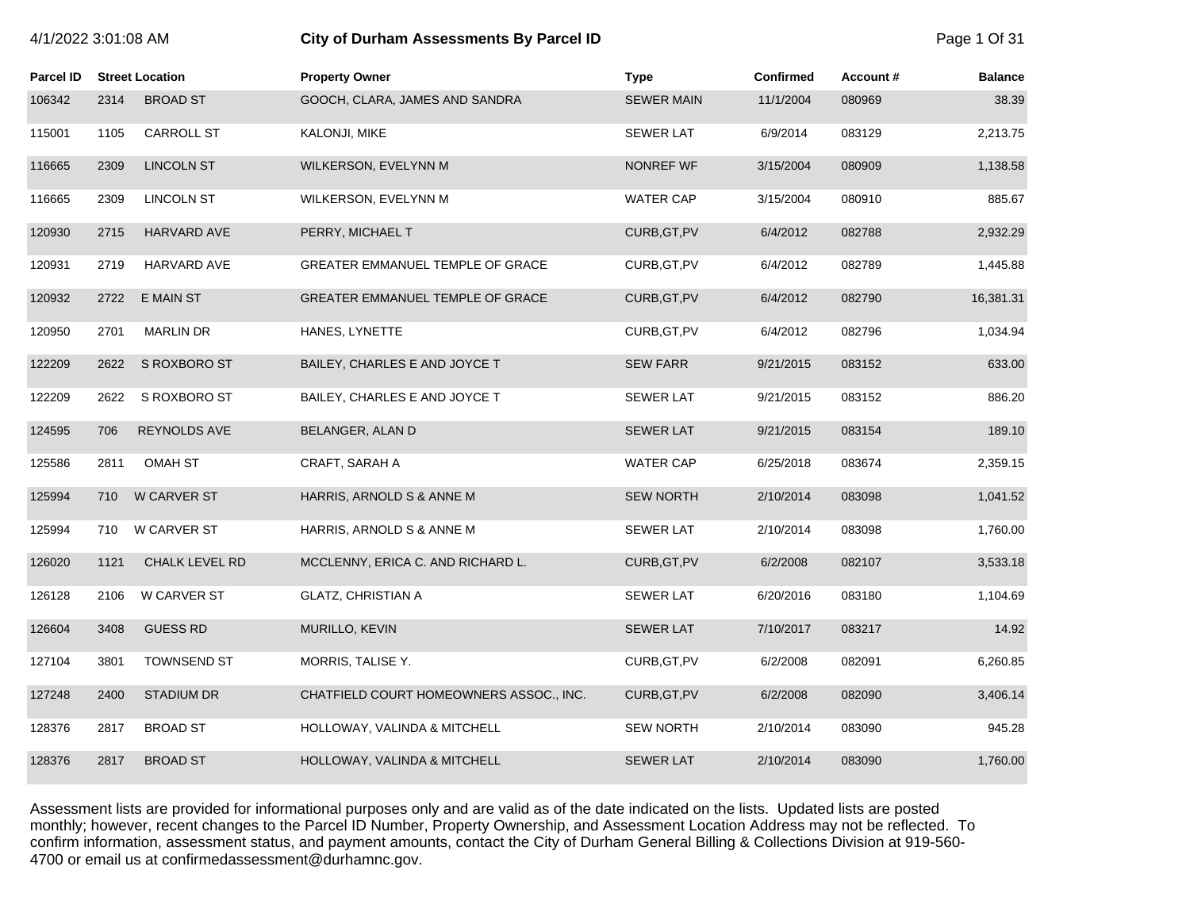# City of Durham Assessments By Parcel ID

4/1/2022 3:01:08 AM

| Parcel ID | Street Location | | Property Owner | Type | Confirmed | Account # | Balance |
|---|---|---|---|---|---|---|---|
| 106342 | 2314 | BROAD ST | GOOCH, CLARA, JAMES AND SANDRA | SEWER MAIN | 11/1/2004 | 080969 | 38.39 |
| 115001 | 1105 | CARROLL ST | KALONJI, MIKE | SEWER LAT | 6/9/2014 | 083129 | 2,213.75 |
| 116665 | 2309 | LINCOLN ST | WILKERSON, EVELYNN M | NONREF WF | 3/15/2004 | 080909 | 1,138.58 |
| 116665 | 2309 | LINCOLN ST | WILKERSON, EVELYNN M | WATER CAP | 3/15/2004 | 080910 | 885.67 |
| 120930 | 2715 | HARVARD AVE | PERRY, MICHAEL T | CURB,GT,PV | 6/4/2012 | 082788 | 2,932.29 |
| 120931 | 2719 | HARVARD AVE | GREATER EMMANUEL TEMPLE OF GRACE | CURB,GT,PV | 6/4/2012 | 082789 | 1,445.88 |
| 120932 | 2722 | E MAIN ST | GREATER EMMANUEL TEMPLE OF GRACE | CURB,GT,PV | 6/4/2012 | 082790 | 16,381.31 |
| 120950 | 2701 | MARLIN DR | HANES, LYNETTE | CURB,GT,PV | 6/4/2012 | 082796 | 1,034.94 |
| 122209 | 2622 | S ROXBORO ST | BAILEY, CHARLES E AND JOYCE T | SEW FARR | 9/21/2015 | 083152 | 633.00 |
| 122209 | 2622 | S ROXBORO ST | BAILEY, CHARLES E AND JOYCE T | SEWER LAT | 9/21/2015 | 083152 | 886.20 |
| 124595 | 706 | REYNOLDS AVE | BELANGER, ALAN D | SEWER LAT | 9/21/2015 | 083154 | 189.10 |
| 125586 | 2811 | OMAH ST | CRAFT, SARAH A | WATER CAP | 6/25/2018 | 083674 | 2,359.15 |
| 125994 | 710 | W CARVER ST | HARRIS, ARNOLD S & ANNE M | SEW NORTH | 2/10/2014 | 083098 | 1,041.52 |
| 125994 | 710 | W CARVER ST | HARRIS, ARNOLD S & ANNE M | SEWER LAT | 2/10/2014 | 083098 | 1,760.00 |
| 126020 | 1121 | CHALK LEVEL RD | MCCLENNY, ERICA C. AND RICHARD L. | CURB,GT,PV | 6/2/2008 | 082107 | 3,533.18 |
| 126128 | 2106 | W CARVER ST | GLATZ, CHRISTIAN A | SEWER LAT | 6/20/2016 | 083180 | 1,104.69 |
| 126604 | 3408 | GUESS RD | MURILLO, KEVIN | SEWER LAT | 7/10/2017 | 083217 | 14.92 |
| 127104 | 3801 | TOWNSEND ST | MORRIS, TALISE Y. | CURB,GT,PV | 6/2/2008 | 082091 | 6,260.85 |
| 127248 | 2400 | STADIUM DR | CHATFIELD COURT HOMEOWNERS ASSOC., INC. | CURB,GT,PV | 6/2/2008 | 082090 | 3,406.14 |
| 128376 | 2817 | BROAD ST | HOLLOWAY, VALINDA & MITCHELL | SEW NORTH | 2/10/2014 | 083090 | 945.28 |
| 128376 | 2817 | BROAD ST | HOLLOWAY, VALINDA & MITCHELL | SEWER LAT | 2/10/2014 | 083090 | 1,760.00 |

Assessment lists are provided for informational purposes only and are valid as of the date indicated on the lists. Updated lists are posted monthly; however, recent changes to the Parcel ID Number, Property Ownership, and Assessment Location Address may not be reflected. To confirm information, assessment status, and payment amounts, contact the City of Durham General Billing & Collections Division at 919-560-4700 or email us at confirmedassessment@durhamnc.gov.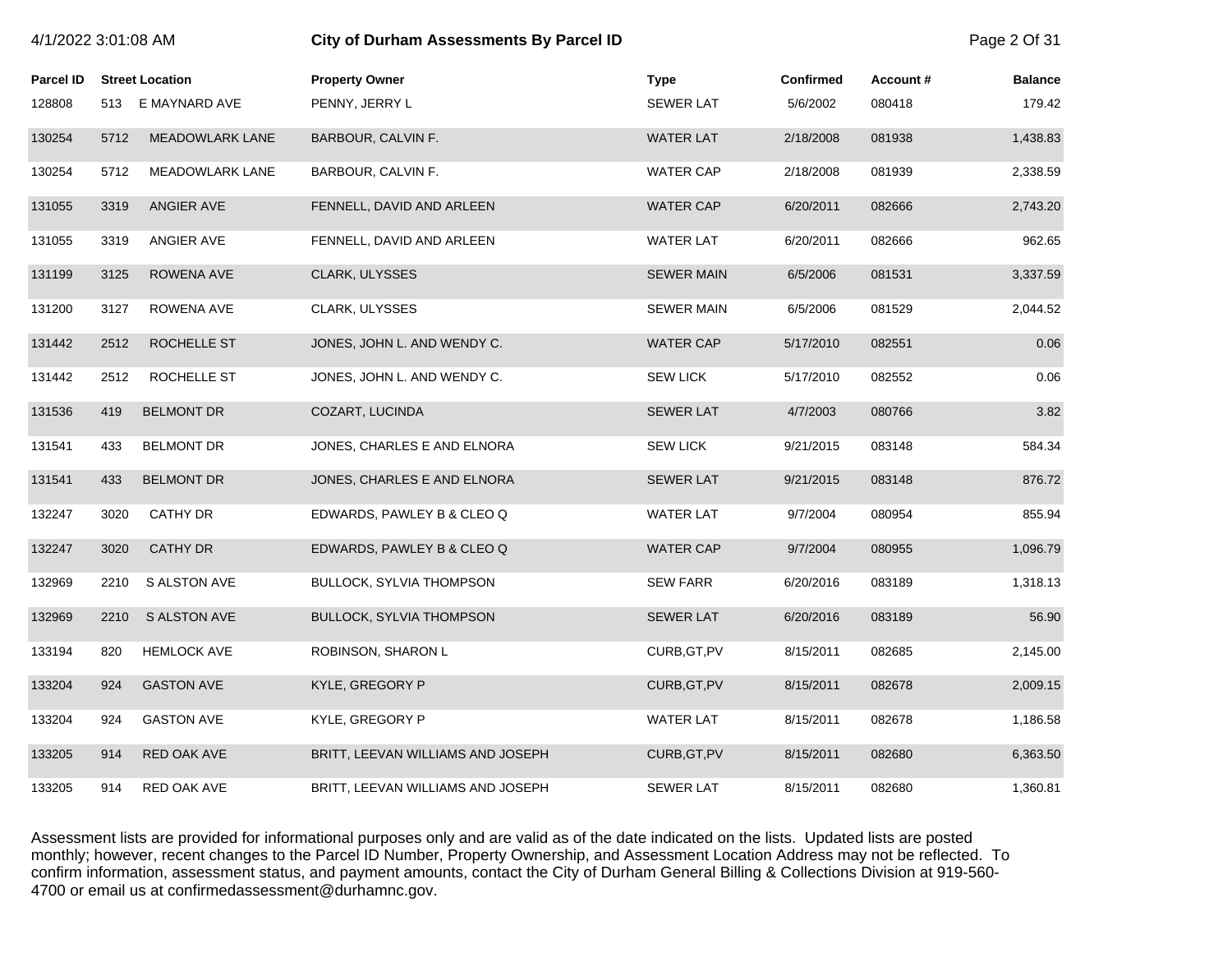| Parcel ID | Street Location | | Property Owner | Type | Confirmed | Account # | Balance |
|---|---|---|---|---|---|---|---|
| 128808 | 513 | E MAYNARD AVE | PENNY, JERRY L | SEWER LAT | 5/6/2002 | 080418 | 179.42 |
| 130254 | 5712 | MEADOWLARK LANE | BARBOUR, CALVIN F. | WATER LAT | 2/18/2008 | 081938 | 1,438.83 |
| 130254 | 5712 | MEADOWLARK LANE | BARBOUR, CALVIN F. | WATER CAP | 2/18/2008 | 081939 | 2,338.59 |
| 131055 | 3319 | ANGIER AVE | FENNELL, DAVID AND ARLEEN | WATER CAP | 6/20/2011 | 082666 | 2,743.20 |
| 131055 | 3319 | ANGIER AVE | FENNELL, DAVID AND ARLEEN | WATER LAT | 6/20/2011 | 082666 | 962.65 |
| 131199 | 3125 | ROWENA AVE | CLARK, ULYSSES | SEWER MAIN | 6/5/2006 | 081531 | 3,337.59 |
| 131200 | 3127 | ROWENA AVE | CLARK, ULYSSES | SEWER MAIN | 6/5/2006 | 081529 | 2,044.52 |
| 131442 | 2512 | ROCHELLE ST | JONES, JOHN L. AND WENDY C. | WATER CAP | 5/17/2010 | 082551 | 0.06 |
| 131442 | 2512 | ROCHELLE ST | JONES, JOHN L. AND WENDY C. | SEW LICK | 5/17/2010 | 082552 | 0.06 |
| 131536 | 419 | BELMONT DR | COZART, LUCINDA | SEWER LAT | 4/7/2003 | 080766 | 3.82 |
| 131541 | 433 | BELMONT DR | JONES, CHARLES E AND ELNORA | SEW LICK | 9/21/2015 | 083148 | 584.34 |
| 131541 | 433 | BELMONT DR | JONES, CHARLES E AND ELNORA | SEWER LAT | 9/21/2015 | 083148 | 876.72 |
| 132247 | 3020 | CATHY DR | EDWARDS, PAWLEY B & CLEO Q | WATER LAT | 9/7/2004 | 080954 | 855.94 |
| 132247 | 3020 | CATHY DR | EDWARDS, PAWLEY B & CLEO Q | WATER CAP | 9/7/2004 | 080955 | 1,096.79 |
| 132969 | 2210 | S ALSTON AVE | BULLOCK, SYLVIA THOMPSON | SEW FARR | 6/20/2016 | 083189 | 1,318.13 |
| 132969 | 2210 | S ALSTON AVE | BULLOCK, SYLVIA THOMPSON | SEWER LAT | 6/20/2016 | 083189 | 56.90 |
| 133194 | 820 | HEMLOCK AVE | ROBINSON, SHARON L | CURB,GT,PV | 8/15/2011 | 082685 | 2,145.00 |
| 133204 | 924 | GASTON AVE | KYLE, GREGORY P | CURB,GT,PV | 8/15/2011 | 082678 | 2,009.15 |
| 133204 | 924 | GASTON AVE | KYLE, GREGORY P | WATER LAT | 8/15/2011 | 082678 | 1,186.58 |
| 133205 | 914 | RED OAK AVE | BRITT, LEEVAN WILLIAMS AND JOSEPH | CURB,GT,PV | 8/15/2011 | 082680 | 6,363.50 |
| 133205 | 914 | RED OAK AVE | BRITT, LEEVAN WILLIAMS AND JOSEPH | SEWER LAT | 8/15/2011 | 082680 | 1,360.81 |

Assessment lists are provided for informational purposes only and are valid as of the date indicated on the lists. Updated lists are posted monthly; however, recent changes to the Parcel ID Number, Property Ownership, and Assessment Location Address may not be reflected. To confirm information, assessment status, and payment amounts, contact the City of Durham General Billing & Collections Division at 919-560-4700 or email us at confirmedassessment@durhamnc.gov.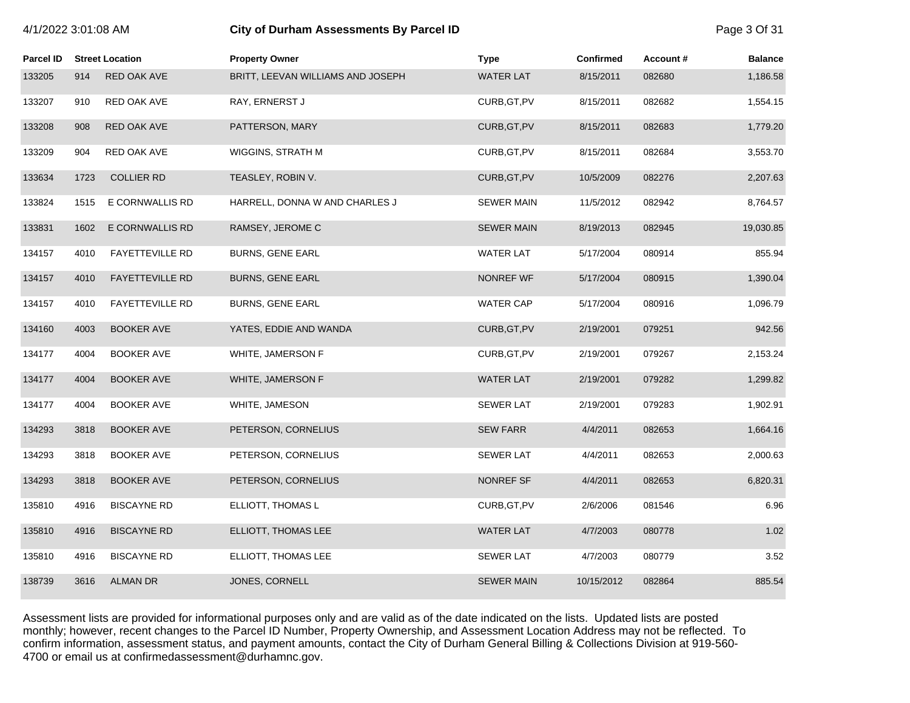| Parcel ID | Street Location | | Property Owner | Type | Confirmed | Account # | Balance |
|---|---|---|---|---|---|---|---|
| 133205 | 914 | RED OAK AVE | BRITT, LEEVAN WILLIAMS AND JOSEPH | WATER LAT | 8/15/2011 | 082680 | 1,186.58 |
| 133207 | 910 | RED OAK AVE | RAY, ERNERST J | CURB,GT,PV | 8/15/2011 | 082682 | 1,554.15 |
| 133208 | 908 | RED OAK AVE | PATTERSON, MARY | CURB,GT,PV | 8/15/2011 | 082683 | 1,779.20 |
| 133209 | 904 | RED OAK AVE | WIGGINS, STRATH M | CURB,GT,PV | 8/15/2011 | 082684 | 3,553.70 |
| 133634 | 1723 | COLLIER RD | TEASLEY, ROBIN V. | CURB,GT,PV | 10/5/2009 | 082276 | 2,207.63 |
| 133824 | 1515 | E CORNWALLIS RD | HARRELL, DONNA W AND CHARLES J | SEWER MAIN | 11/5/2012 | 082942 | 8,764.57 |
| 133831 | 1602 | E CORNWALLIS RD | RAMSEY, JEROME C | SEWER MAIN | 8/19/2013 | 082945 | 19,030.85 |
| 134157 | 4010 | FAYETTEVILLE RD | BURNS, GENE EARL | WATER LAT | 5/17/2004 | 080914 | 855.94 |
| 134157 | 4010 | FAYETTEVILLE RD | BURNS, GENE EARL | NONREF WF | 5/17/2004 | 080915 | 1,390.04 |
| 134157 | 4010 | FAYETTEVILLE RD | BURNS, GENE EARL | WATER CAP | 5/17/2004 | 080916 | 1,096.79 |
| 134160 | 4003 | BOOKER AVE | YATES, EDDIE AND WANDA | CURB,GT,PV | 2/19/2001 | 079251 | 942.56 |
| 134177 | 4004 | BOOKER AVE | WHITE, JAMERSON F | CURB,GT,PV | 2/19/2001 | 079267 | 2,153.24 |
| 134177 | 4004 | BOOKER AVE | WHITE, JAMERSON F | WATER LAT | 2/19/2001 | 079282 | 1,299.82 |
| 134177 | 4004 | BOOKER AVE | WHITE, JAMESON | SEWER LAT | 2/19/2001 | 079283 | 1,902.91 |
| 134293 | 3818 | BOOKER AVE | PETERSON, CORNELIUS | SEW FARR | 4/4/2011 | 082653 | 1,664.16 |
| 134293 | 3818 | BOOKER AVE | PETERSON, CORNELIUS | SEWER LAT | 4/4/2011 | 082653 | 2,000.63 |
| 134293 | 3818 | BOOKER AVE | PETERSON, CORNELIUS | NONREF SF | 4/4/2011 | 082653 | 6,820.31 |
| 135810 | 4916 | BISCAYNE RD | ELLIOTT, THOMAS L | CURB,GT,PV | 2/6/2006 | 081546 | 6.96 |
| 135810 | 4916 | BISCAYNE RD | ELLIOTT, THOMAS LEE | WATER LAT | 4/7/2003 | 080778 | 1.02 |
| 135810 | 4916 | BISCAYNE RD | ELLIOTT, THOMAS LEE | SEWER LAT | 4/7/2003 | 080779 | 3.52 |
| 138739 | 3616 | ALMAN DR | JONES, CORNELL | SEWER MAIN | 10/15/2012 | 082864 | 885.54 |

Assessment lists are provided for informational purposes only and are valid as of the date indicated on the lists. Updated lists are posted monthly; however, recent changes to the Parcel ID Number, Property Ownership, and Assessment Location Address may not be reflected. To confirm information, assessment status, and payment amounts, contact the City of Durham General Billing & Collections Division at 919-560-4700 or email us at confirmedassessment@durhamnc.gov.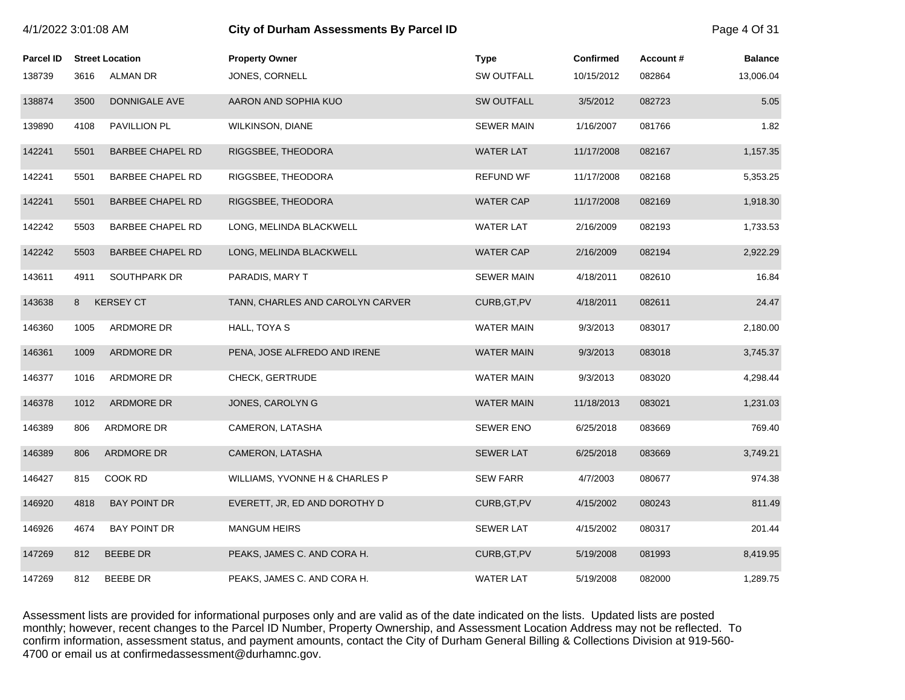| Parcel ID | Street Location | | Property Owner | Type | Confirmed | Account # | Balance |
|---|---|---|---|---|---|---|---|
| 138739 | 3616 | ALMAN DR | JONES, CORNELL | SW OUTFALL | 10/15/2012 | 082864 | 13,006.04 |
| 138874 | 3500 | DONNIGALE AVE | AARON AND SOPHIA KUO | SW OUTFALL | 3/5/2012 | 082723 | 5.05 |
| 139890 | 4108 | PAVILLION PL | WILKINSON, DIANE | SEWER MAIN | 1/16/2007 | 081766 | 1.82 |
| 142241 | 5501 | BARBEE CHAPEL RD | RIGGSBEE, THEODORA | WATER LAT | 11/17/2008 | 082167 | 1,157.35 |
| 142241 | 5501 | BARBEE CHAPEL RD | RIGGSBEE, THEODORA | REFUND WF | 11/17/2008 | 082168 | 5,353.25 |
| 142241 | 5501 | BARBEE CHAPEL RD | RIGGSBEE, THEODORA | WATER CAP | 11/17/2008 | 082169 | 1,918.30 |
| 142242 | 5503 | BARBEE CHAPEL RD | LONG, MELINDA BLACKWELL | WATER LAT | 2/16/2009 | 082193 | 1,733.53 |
| 142242 | 5503 | BARBEE CHAPEL RD | LONG, MELINDA BLACKWELL | WATER CAP | 2/16/2009 | 082194 | 2,922.29 |
| 143611 | 4911 | SOUTHPARK DR | PARADIS, MARY T | SEWER MAIN | 4/18/2011 | 082610 | 16.84 |
| 143638 | 8 | KERSEY CT | TANN, CHARLES AND CAROLYN CARVER | CURB,GT,PV | 4/18/2011 | 082611 | 24.47 |
| 146360 | 1005 | ARDMORE DR | HALL, TOYA S | WATER MAIN | 9/3/2013 | 083017 | 2,180.00 |
| 146361 | 1009 | ARDMORE DR | PENA, JOSE ALFREDO AND IRENE | WATER MAIN | 9/3/2013 | 083018 | 3,745.37 |
| 146377 | 1016 | ARDMORE DR | CHECK, GERTRUDE | WATER MAIN | 9/3/2013 | 083020 | 4,298.44 |
| 146378 | 1012 | ARDMORE DR | JONES, CAROLYN G | WATER MAIN | 11/18/2013 | 083021 | 1,231.03 |
| 146389 | 806 | ARDMORE DR | CAMERON, LATASHA | SEWER ENO | 6/25/2018 | 083669 | 769.40 |
| 146389 | 806 | ARDMORE DR | CAMERON, LATASHA | SEWER LAT | 6/25/2018 | 083669 | 3,749.21 |
| 146427 | 815 | COOK RD | WILLIAMS, YVONNE H & CHARLES P | SEW FARR | 4/7/2003 | 080677 | 974.38 |
| 146920 | 4818 | BAY POINT DR | EVERETT, JR, ED AND DOROTHY D | CURB,GT,PV | 4/15/2002 | 080243 | 811.49 |
| 146926 | 4674 | BAY POINT DR | MANGUM HEIRS | SEWER LAT | 4/15/2002 | 080317 | 201.44 |
| 147269 | 812 | BEEBE DR | PEAKS, JAMES C. AND CORA H. | CURB,GT,PV | 5/19/2008 | 081993 | 8,419.95 |
| 147269 | 812 | BEEBE DR | PEAKS, JAMES C. AND CORA H. | WATER LAT | 5/19/2008 | 082000 | 1,289.75 |

Assessment lists are provided for informational purposes only and are valid as of the date indicated on the lists. Updated lists are posted monthly; however, recent changes to the Parcel ID Number, Property Ownership, and Assessment Location Address may not be reflected. To confirm information, assessment status, and payment amounts, contact the City of Durham General Billing & Collections Division at 919-560-4700 or email us at confirmedassessment@durhamnc.gov.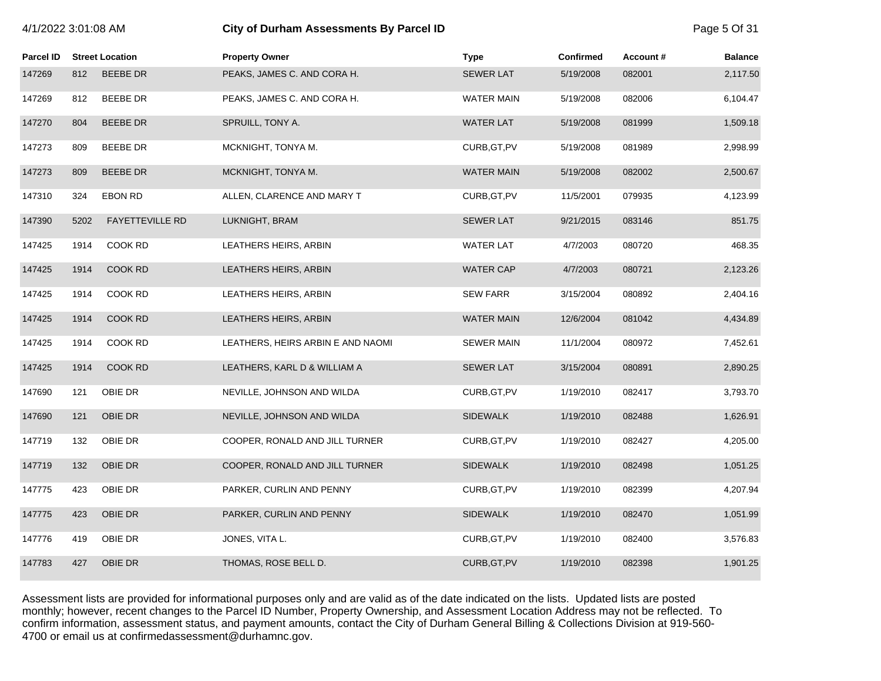# City of Durham Assessments By Parcel ID

4/1/2022 3:01:08 AM

| Parcel ID | Street Location | | Property Owner | Type | Confirmed | Account # | Balance |
|---|---|---|---|---|---|---|---|
| 147269 | 812 | BEEBE DR | PEAKS, JAMES C. AND CORA H. | SEWER LAT | 5/19/2008 | 082001 | 2,117.50 |
| 147269 | 812 | BEEBE DR | PEAKS, JAMES C. AND CORA H. | WATER MAIN | 5/19/2008 | 082006 | 6,104.47 |
| 147270 | 804 | BEEBE DR | SPRUILL, TONY A. | WATER LAT | 5/19/2008 | 081999 | 1,509.18 |
| 147273 | 809 | BEEBE DR | MCKNIGHT, TONYA M. | CURB,GT,PV | 5/19/2008 | 081989 | 2,998.99 |
| 147273 | 809 | BEEBE DR | MCKNIGHT, TONYA M. | WATER MAIN | 5/19/2008 | 082002 | 2,500.67 |
| 147310 | 324 | EBON RD | ALLEN, CLARENCE AND MARY T | CURB,GT,PV | 11/5/2001 | 079935 | 4,123.99 |
| 147390 | 5202 | FAYETTEVILLE RD | LUKNIGHT, BRAM | SEWER LAT | 9/21/2015 | 083146 | 851.75 |
| 147425 | 1914 | COOK RD | LEATHERS HEIRS, ARBIN | WATER LAT | 4/7/2003 | 080720 | 468.35 |
| 147425 | 1914 | COOK RD | LEATHERS HEIRS, ARBIN | WATER CAP | 4/7/2003 | 080721 | 2,123.26 |
| 147425 | 1914 | COOK RD | LEATHERS HEIRS, ARBIN | SEW FARR | 3/15/2004 | 080892 | 2,404.16 |
| 147425 | 1914 | COOK RD | LEATHERS HEIRS, ARBIN | WATER MAIN | 12/6/2004 | 081042 | 4,434.89 |
| 147425 | 1914 | COOK RD | LEATHERS, HEIRS ARBIN E AND NAOMI | SEWER MAIN | 11/1/2004 | 080972 | 7,452.61 |
| 147425 | 1914 | COOK RD | LEATHERS, KARL D & WILLIAM A | SEWER LAT | 3/15/2004 | 080891 | 2,890.25 |
| 147690 | 121 | OBIE DR | NEVILLE, JOHNSON AND WILDA | CURB,GT,PV | 1/19/2010 | 082417 | 3,793.70 |
| 147690 | 121 | OBIE DR | NEVILLE, JOHNSON AND WILDA | SIDEWALK | 1/19/2010 | 082488 | 1,626.91 |
| 147719 | 132 | OBIE DR | COOPER, RONALD AND JILL TURNER | CURB,GT,PV | 1/19/2010 | 082427 | 4,205.00 |
| 147719 | 132 | OBIE DR | COOPER, RONALD AND JILL TURNER | SIDEWALK | 1/19/2010 | 082498 | 1,051.25 |
| 147775 | 423 | OBIE DR | PARKER, CURLIN AND PENNY | CURB,GT,PV | 1/19/2010 | 082399 | 4,207.94 |
| 147775 | 423 | OBIE DR | PARKER, CURLIN AND PENNY | SIDEWALK | 1/19/2010 | 082470 | 1,051.99 |
| 147776 | 419 | OBIE DR | JONES, VITA L. | CURB,GT,PV | 1/19/2010 | 082400 | 3,576.83 |
| 147783 | 427 | OBIE DR | THOMAS, ROSE BELL D. | CURB,GT,PV | 1/19/2010 | 082398 | 1,901.25 |

Assessment lists are provided for informational purposes only and are valid as of the date indicated on the lists. Updated lists are posted monthly; however, recent changes to the Parcel ID Number, Property Ownership, and Assessment Location Address may not be reflected. To confirm information, assessment status, and payment amounts, contact the City of Durham General Billing & Collections Division at 919-560-4700 or email us at confirmedassessment@durhamnc.gov.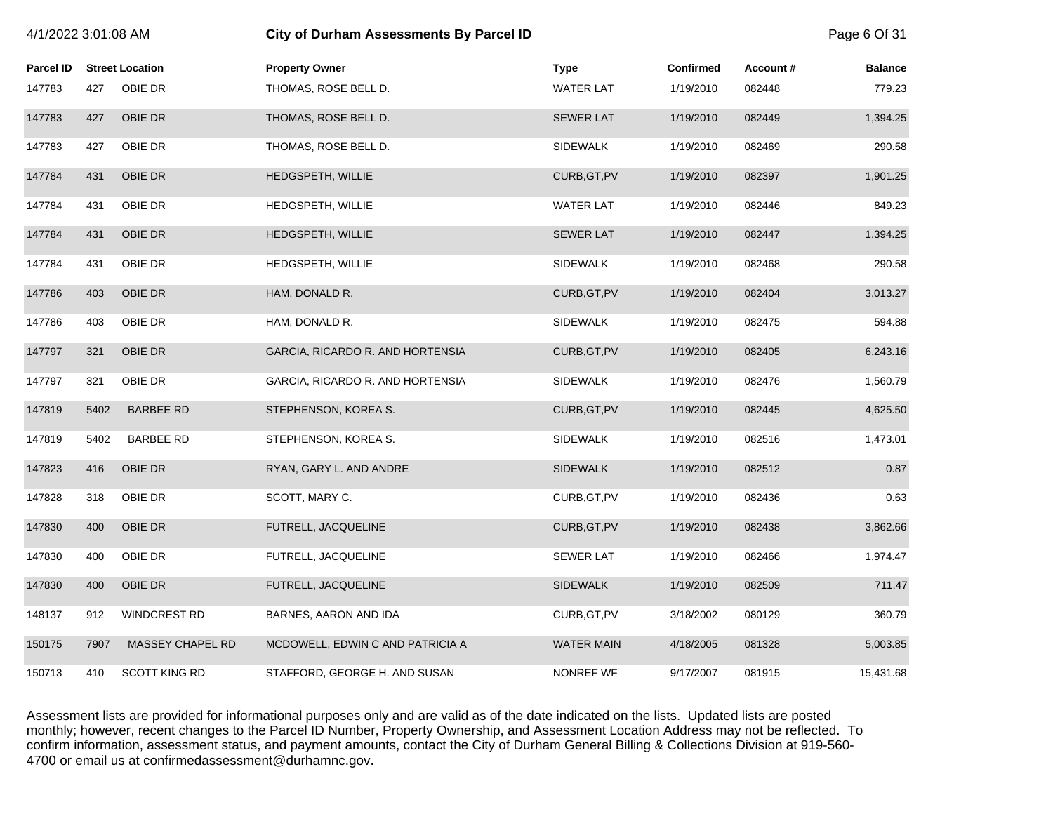# City of Durham Assessments By Parcel ID

| Parcel ID | Street Location | | Property Owner | Type | Confirmed | Account # | Balance |
|---|---|---|---|---|---|---|---|
| 147783 | 427 | OBIE DR | THOMAS, ROSE BELL D. | WATER LAT | 1/19/2010 | 082448 | 779.23 |
| 147783 | 427 | OBIE DR | THOMAS, ROSE BELL D. | SEWER LAT | 1/19/2010 | 082449 | 1,394.25 |
| 147783 | 427 | OBIE DR | THOMAS, ROSE BELL D. | SIDEWALK | 1/19/2010 | 082469 | 290.58 |
| 147784 | 431 | OBIE DR | HEDGSPETH, WILLIE | CURB,GT,PV | 1/19/2010 | 082397 | 1,901.25 |
| 147784 | 431 | OBIE DR | HEDGSPETH, WILLIE | WATER LAT | 1/19/2010 | 082446 | 849.23 |
| 147784 | 431 | OBIE DR | HEDGSPETH, WILLIE | SEWER LAT | 1/19/2010 | 082447 | 1,394.25 |
| 147784 | 431 | OBIE DR | HEDGSPETH, WILLIE | SIDEWALK | 1/19/2010 | 082468 | 290.58 |
| 147786 | 403 | OBIE DR | HAM, DONALD R. | CURB,GT,PV | 1/19/2010 | 082404 | 3,013.27 |
| 147786 | 403 | OBIE DR | HAM, DONALD R. | SIDEWALK | 1/19/2010 | 082475 | 594.88 |
| 147797 | 321 | OBIE DR | GARCIA, RICARDO R. AND HORTENSIA | CURB,GT,PV | 1/19/2010 | 082405 | 6,243.16 |
| 147797 | 321 | OBIE DR | GARCIA, RICARDO R. AND HORTENSIA | SIDEWALK | 1/19/2010 | 082476 | 1,560.79 |
| 147819 | 5402 | BARBEE RD | STEPHENSON, KOREA S. | CURB,GT,PV | 1/19/2010 | 082445 | 4,625.50 |
| 147819 | 5402 | BARBEE RD | STEPHENSON, KOREA S. | SIDEWALK | 1/19/2010 | 082516 | 1,473.01 |
| 147823 | 416 | OBIE DR | RYAN, GARY L. AND ANDRE | SIDEWALK | 1/19/2010 | 082512 | 0.87 |
| 147828 | 318 | OBIE DR | SCOTT, MARY C. | CURB,GT,PV | 1/19/2010 | 082436 | 0.63 |
| 147830 | 400 | OBIE DR | FUTRELL, JACQUELINE | CURB,GT,PV | 1/19/2010 | 082438 | 3,862.66 |
| 147830 | 400 | OBIE DR | FUTRELL, JACQUELINE | SEWER LAT | 1/19/2010 | 082466 | 1,974.47 |
| 147830 | 400 | OBIE DR | FUTRELL, JACQUELINE | SIDEWALK | 1/19/2010 | 082509 | 711.47 |
| 148137 | 912 | WINDCREST RD | BARNES, AARON AND IDA | CURB,GT,PV | 3/18/2002 | 080129 | 360.79 |
| 150175 | 7907 | MASSEY CHAPEL RD | MCDOWELL, EDWIN C AND PATRICIA A | WATER MAIN | 4/18/2005 | 081328 | 5,003.85 |
| 150713 | 410 | SCOTT KING RD | STAFFORD, GEORGE H. AND SUSAN | NONREF WF | 9/17/2007 | 081915 | 15,431.68 |

Assessment lists are provided for informational purposes only and are valid as of the date indicated on the lists. Updated lists are posted monthly; however, recent changes to the Parcel ID Number, Property Ownership, and Assessment Location Address may not be reflected. To confirm information, assessment status, and payment amounts, contact the City of Durham General Billing & Collections Division at 919-560-4700 or email us at confirmedassessment@durhamnc.gov.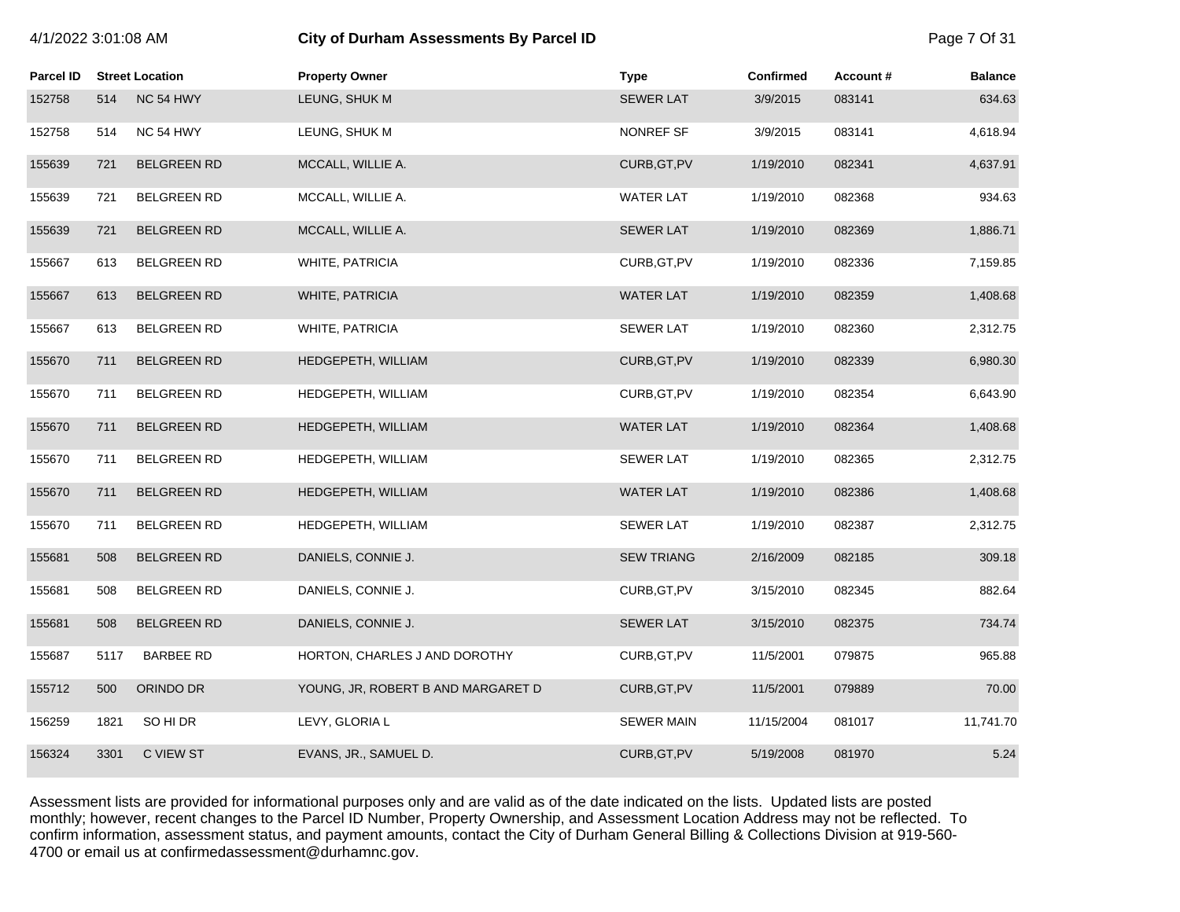| Parcel ID | Street Location | | Property Owner | Type | Confirmed | Account # | Balance |
|---|---|---|---|---|---|---|---|
| 152758 | 514 | NC 54 HWY | LEUNG, SHUK M | SEWER LAT | 3/9/2015 | 083141 | 634.63 |
| 152758 | 514 | NC 54 HWY | LEUNG, SHUK M | NONREF SF | 3/9/2015 | 083141 | 4,618.94 |
| 155639 | 721 | BELGREEN RD | MCCALL, WILLIE A. | CURB,GT,PV | 1/19/2010 | 082341 | 4,637.91 |
| 155639 | 721 | BELGREEN RD | MCCALL, WILLIE A. | WATER LAT | 1/19/2010 | 082368 | 934.63 |
| 155639 | 721 | BELGREEN RD | MCCALL, WILLIE A. | SEWER LAT | 1/19/2010 | 082369 | 1,886.71 |
| 155667 | 613 | BELGREEN RD | WHITE, PATRICIA | CURB,GT,PV | 1/19/2010 | 082336 | 7,159.85 |
| 155667 | 613 | BELGREEN RD | WHITE, PATRICIA | WATER LAT | 1/19/2010 | 082359 | 1,408.68 |
| 155667 | 613 | BELGREEN RD | WHITE, PATRICIA | SEWER LAT | 1/19/2010 | 082360 | 2,312.75 |
| 155670 | 711 | BELGREEN RD | HEDGEPETH, WILLIAM | CURB,GT,PV | 1/19/2010 | 082339 | 6,980.30 |
| 155670 | 711 | BELGREEN RD | HEDGEPETH, WILLIAM | CURB,GT,PV | 1/19/2010 | 082354 | 6,643.90 |
| 155670 | 711 | BELGREEN RD | HEDGEPETH, WILLIAM | WATER LAT | 1/19/2010 | 082364 | 1,408.68 |
| 155670 | 711 | BELGREEN RD | HEDGEPETH, WILLIAM | SEWER LAT | 1/19/2010 | 082365 | 2,312.75 |
| 155670 | 711 | BELGREEN RD | HEDGEPETH, WILLIAM | WATER LAT | 1/19/2010 | 082386 | 1,408.68 |
| 155670 | 711 | BELGREEN RD | HEDGEPETH, WILLIAM | SEWER LAT | 1/19/2010 | 082387 | 2,312.75 |
| 155681 | 508 | BELGREEN RD | DANIELS, CONNIE J. | SEW TRIANG | 2/16/2009 | 082185 | 309.18 |
| 155681 | 508 | BELGREEN RD | DANIELS, CONNIE J. | CURB,GT,PV | 3/15/2010 | 082345 | 882.64 |
| 155681 | 508 | BELGREEN RD | DANIELS, CONNIE J. | SEWER LAT | 3/15/2010 | 082375 | 734.74 |
| 155687 | 5117 | BARBEE RD | HORTON, CHARLES J AND DOROTHY | CURB,GT,PV | 11/5/2001 | 079875 | 965.88 |
| 155712 | 500 | ORINDO DR | YOUNG, JR, ROBERT B AND MARGARET D | CURB,GT,PV | 11/5/2001 | 079889 | 70.00 |
| 156259 | 1821 | SO HI DR | LEVY, GLORIA L | SEWER MAIN | 11/15/2004 | 081017 | 11,741.70 |
| 156324 | 3301 | C VIEW ST | EVANS, JR., SAMUEL D. | CURB,GT,PV | 5/19/2008 | 081970 | 5.24 |

Assessment lists are provided for informational purposes only and are valid as of the date indicated on the lists. Updated lists are posted monthly; however, recent changes to the Parcel ID Number, Property Ownership, and Assessment Location Address may not be reflected. To confirm information, assessment status, and payment amounts, contact the City of Durham General Billing & Collections Division at 919-560-4700 or email us at confirmedassessment@durhamnc.gov.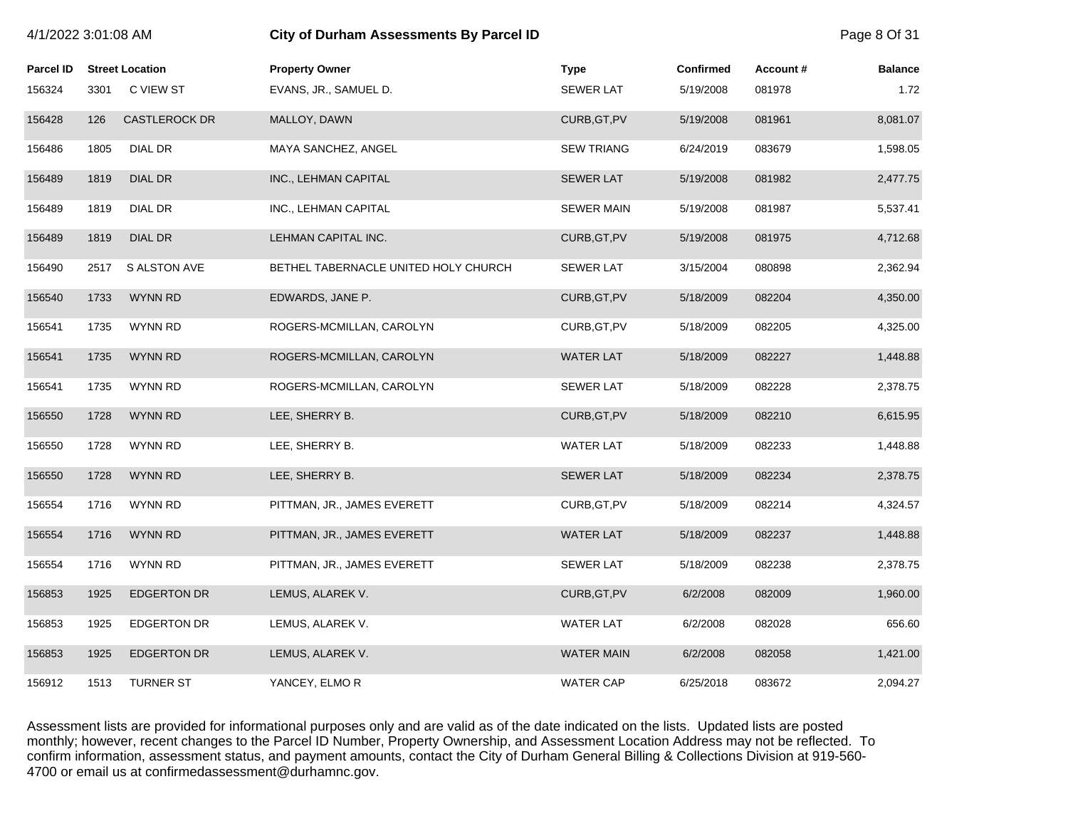# City of Durham Assessments By Parcel ID

| Parcel ID | Street Location | | Property Owner | Type | Confirmed | Account # | Balance |
|---|---|---|---|---|---|---|---|
| 156324 | 3301 | C VIEW ST | EVANS, JR., SAMUEL D. | SEWER LAT | 5/19/2008 | 081978 | 1.72 |
| 156428 | 126 | CASTLEROCK DR | MALLOY, DAWN | CURB,GT,PV | 5/19/2008 | 081961 | 8,081.07 |
| 156486 | 1805 | DIAL DR | MAYA SANCHEZ, ANGEL | SEW TRIANG | 6/24/2019 | 083679 | 1,598.05 |
| 156489 | 1819 | DIAL DR | INC., LEHMAN CAPITAL | SEWER LAT | 5/19/2008 | 081982 | 2,477.75 |
| 156489 | 1819 | DIAL DR | INC., LEHMAN CAPITAL | SEWER MAIN | 5/19/2008 | 081987 | 5,537.41 |
| 156489 | 1819 | DIAL DR | LEHMAN CAPITAL INC. | CURB,GT,PV | 5/19/2008 | 081975 | 4,712.68 |
| 156490 | 2517 | S ALSTON AVE | BETHEL TABERNACLE UNITED HOLY CHURCH | SEWER LAT | 3/15/2004 | 080898 | 2,362.94 |
| 156540 | 1733 | WYNN RD | EDWARDS, JANE P. | CURB,GT,PV | 5/18/2009 | 082204 | 4,350.00 |
| 156541 | 1735 | WYNN RD | ROGERS-MCMILLAN, CAROLYN | CURB,GT,PV | 5/18/2009 | 082205 | 4,325.00 |
| 156541 | 1735 | WYNN RD | ROGERS-MCMILLAN, CAROLYN | WATER LAT | 5/18/2009 | 082227 | 1,448.88 |
| 156541 | 1735 | WYNN RD | ROGERS-MCMILLAN, CAROLYN | SEWER LAT | 5/18/2009 | 082228 | 2,378.75 |
| 156550 | 1728 | WYNN RD | LEE, SHERRY B. | CURB,GT,PV | 5/18/2009 | 082210 | 6,615.95 |
| 156550 | 1728 | WYNN RD | LEE, SHERRY B. | WATER LAT | 5/18/2009 | 082233 | 1,448.88 |
| 156550 | 1728 | WYNN RD | LEE, SHERRY B. | SEWER LAT | 5/18/2009 | 082234 | 2,378.75 |
| 156554 | 1716 | WYNN RD | PITTMAN, JR., JAMES EVERETT | CURB,GT,PV | 5/18/2009 | 082214 | 4,324.57 |
| 156554 | 1716 | WYNN RD | PITTMAN, JR., JAMES EVERETT | WATER LAT | 5/18/2009 | 082237 | 1,448.88 |
| 156554 | 1716 | WYNN RD | PITTMAN, JR., JAMES EVERETT | SEWER LAT | 5/18/2009 | 082238 | 2,378.75 |
| 156853 | 1925 | EDGERTON DR | LEMUS, ALAREK V. | CURB,GT,PV | 6/2/2008 | 082009 | 1,960.00 |
| 156853 | 1925 | EDGERTON DR | LEMUS, ALAREK V. | WATER LAT | 6/2/2008 | 082028 | 656.60 |
| 156853 | 1925 | EDGERTON DR | LEMUS, ALAREK V. | WATER MAIN | 6/2/2008 | 082058 | 1,421.00 |
| 156912 | 1513 | TURNER ST | YANCEY, ELMO R | WATER CAP | 6/25/2018 | 083672 | 2,094.27 |

Assessment lists are provided for informational purposes only and are valid as of the date indicated on the lists. Updated lists are posted monthly; however, recent changes to the Parcel ID Number, Property Ownership, and Assessment Location Address may not be reflected. To confirm information, assessment status, and payment amounts, contact the City of Durham General Billing & Collections Division at 919-560-4700 or email us at confirmedassessment@durhamnc.gov.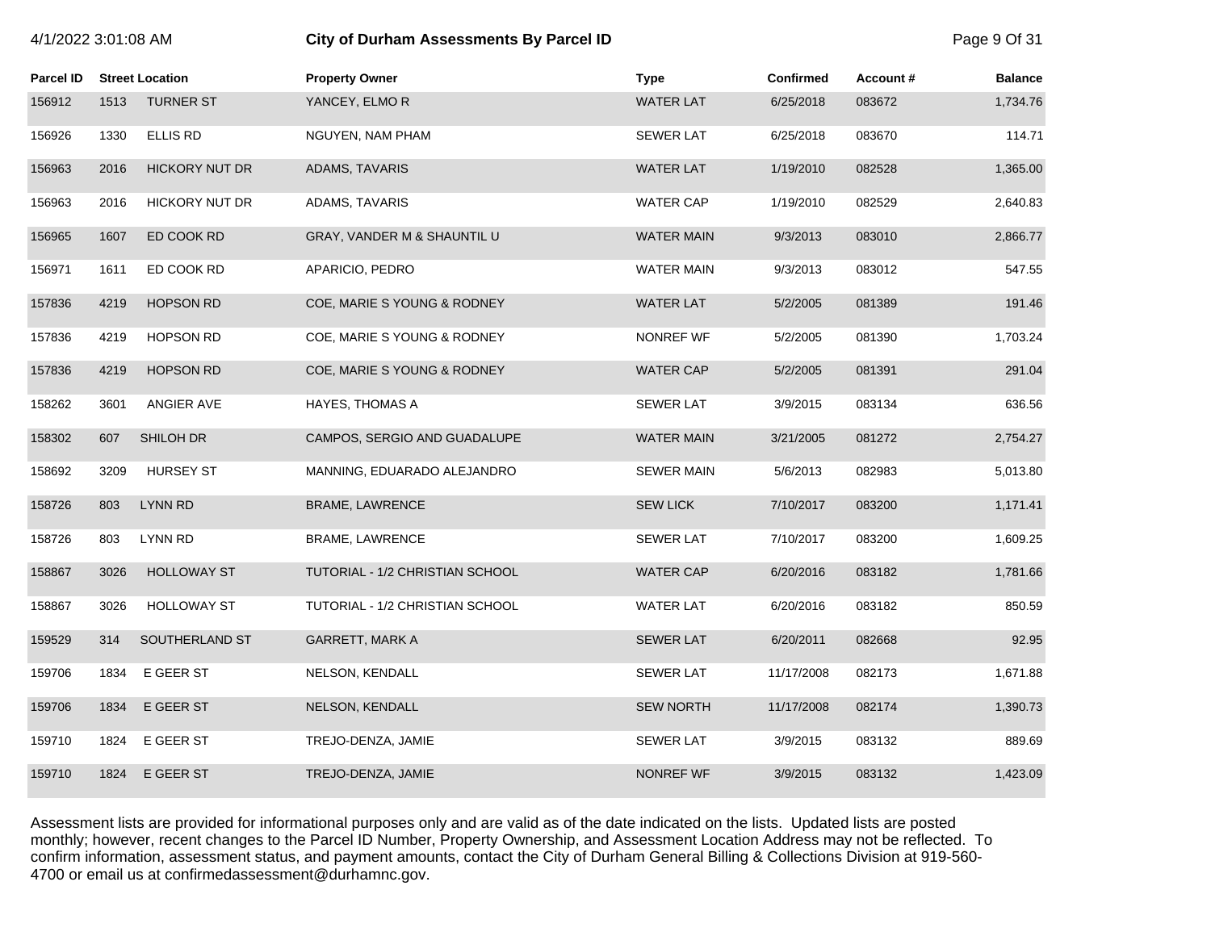# City of Durham Assessments By Parcel ID

4/1/2022 3:01:08 AM

| Parcel ID | Street Location | | Property Owner | Type | Confirmed | Account # | Balance |
|---|---|---|---|---|---|---|---|
| 156912 | 1513 | TURNER ST | YANCEY, ELMO R | WATER LAT | 6/25/2018 | 083672 | 1,734.76 |
| 156926 | 1330 | ELLIS RD | NGUYEN, NAM PHAM | SEWER LAT | 6/25/2018 | 083670 | 114.71 |
| 156963 | 2016 | HICKORY NUT DR | ADAMS, TAVARIS | WATER LAT | 1/19/2010 | 082528 | 1,365.00 |
| 156963 | 2016 | HICKORY NUT DR | ADAMS, TAVARIS | WATER CAP | 1/19/2010 | 082529 | 2,640.83 |
| 156965 | 1607 | ED COOK RD | GRAY, VANDER M & SHAUNTIL U | WATER MAIN | 9/3/2013 | 083010 | 2,866.77 |
| 156971 | 1611 | ED COOK RD | APARICIO, PEDRO | WATER MAIN | 9/3/2013 | 083012 | 547.55 |
| 157836 | 4219 | HOPSON RD | COE, MARIE S YOUNG & RODNEY | WATER LAT | 5/2/2005 | 081389 | 191.46 |
| 157836 | 4219 | HOPSON RD | COE, MARIE S YOUNG & RODNEY | NONREF WF | 5/2/2005 | 081390 | 1,703.24 |
| 157836 | 4219 | HOPSON RD | COE, MARIE S YOUNG & RODNEY | WATER CAP | 5/2/2005 | 081391 | 291.04 |
| 158262 | 3601 | ANGIER AVE | HAYES, THOMAS A | SEWER LAT | 3/9/2015 | 083134 | 636.56 |
| 158302 | 607 | SHILOH DR | CAMPOS, SERGIO AND GUADALUPE | WATER MAIN | 3/21/2005 | 081272 | 2,754.27 |
| 158692 | 3209 | HURSEY ST | MANNING, EDUARADO ALEJANDRO | SEWER MAIN | 5/6/2013 | 082983 | 5,013.80 |
| 158726 | 803 | LYNN RD | BRAME, LAWRENCE | SEW LICK | 7/10/2017 | 083200 | 1,171.41 |
| 158726 | 803 | LYNN RD | BRAME, LAWRENCE | SEWER LAT | 7/10/2017 | 083200 | 1,609.25 |
| 158867 | 3026 | HOLLOWAY ST | TUTORIAL - 1/2 CHRISTIAN SCHOOL | WATER CAP | 6/20/2016 | 083182 | 1,781.66 |
| 158867 | 3026 | HOLLOWAY ST | TUTORIAL - 1/2 CHRISTIAN SCHOOL | WATER LAT | 6/20/2016 | 083182 | 850.59 |
| 159529 | 314 | SOUTHERLAND ST | GARRETT, MARK A | SEWER LAT | 6/20/2011 | 082668 | 92.95 |
| 159706 | 1834 | E GEER ST | NELSON, KENDALL | SEWER LAT | 11/17/2008 | 082173 | 1,671.88 |
| 159706 | 1834 | E GEER ST | NELSON, KENDALL | SEW NORTH | 11/17/2008 | 082174 | 1,390.73 |
| 159710 | 1824 | E GEER ST | TREJO-DENZA, JAMIE | SEWER LAT | 3/9/2015 | 083132 | 889.69 |
| 159710 | 1824 | E GEER ST | TREJO-DENZA, JAMIE | NONREF WF | 3/9/2015 | 083132 | 1,423.09 |

Assessment lists are provided for informational purposes only and are valid as of the date indicated on the lists. Updated lists are posted monthly; however, recent changes to the Parcel ID Number, Property Ownership, and Assessment Location Address may not be reflected. To confirm information, assessment status, and payment amounts, contact the City of Durham General Billing & Collections Division at 919-560-4700 or email us at confirmedassessment@durhamnc.gov.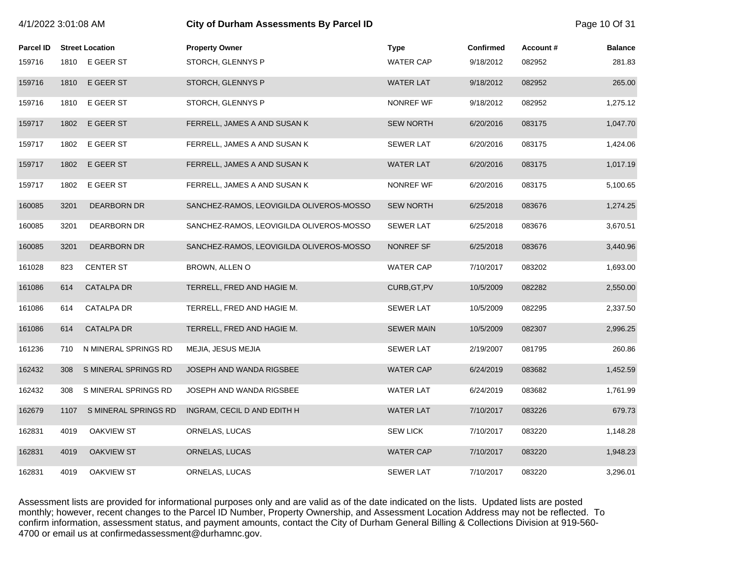# City of Durham Assessments By Parcel ID

| Parcel ID | Street Location | Property Owner | Type | Confirmed | Account # | Balance |
|---|---|---|---|---|---|---|
| 159716 | 1810 E GEER ST | STORCH, GLENNYS P | WATER CAP | 9/18/2012 | 082952 | 281.83 |
| 159716 | 1810 E GEER ST | STORCH, GLENNYS P | WATER LAT | 9/18/2012 | 082952 | 265.00 |
| 159716 | 1810 E GEER ST | STORCH, GLENNYS P | NONREF WF | 9/18/2012 | 082952 | 1,275.12 |
| 159717 | 1802 E GEER ST | FERRELL, JAMES A AND SUSAN K | SEW NORTH | 6/20/2016 | 083175 | 1,047.70 |
| 159717 | 1802 E GEER ST | FERRELL, JAMES A AND SUSAN K | SEWER LAT | 6/20/2016 | 083175 | 1,424.06 |
| 159717 | 1802 E GEER ST | FERRELL, JAMES A AND SUSAN K | WATER LAT | 6/20/2016 | 083175 | 1,017.19 |
| 159717 | 1802 E GEER ST | FERRELL, JAMES A AND SUSAN K | NONREF WF | 6/20/2016 | 083175 | 5,100.65 |
| 160085 | 3201 DEARBORN DR | SANCHEZ-RAMOS, LEOVIGILDA OLIVEROS-MOSSO | SEW NORTH | 6/25/2018 | 083676 | 1,274.25 |
| 160085 | 3201 DEARBORN DR | SANCHEZ-RAMOS, LEOVIGILDA OLIVEROS-MOSSO | SEWER LAT | 6/25/2018 | 083676 | 3,670.51 |
| 160085 | 3201 DEARBORN DR | SANCHEZ-RAMOS, LEOVIGILDA OLIVEROS-MOSSO | NONREF SF | 6/25/2018 | 083676 | 3,440.96 |
| 161028 | 823 CENTER ST | BROWN, ALLEN O | WATER CAP | 7/10/2017 | 083202 | 1,693.00 |
| 161086 | 614 CATALPA DR | TERRELL, FRED AND HAGIE M. | CURB,GT,PV | 10/5/2009 | 082282 | 2,550.00 |
| 161086 | 614 CATALPA DR | TERRELL, FRED AND HAGIE M. | SEWER LAT | 10/5/2009 | 082295 | 2,337.50 |
| 161086 | 614 CATALPA DR | TERRELL, FRED AND HAGIE M. | SEWER MAIN | 10/5/2009 | 082307 | 2,996.25 |
| 161236 | 710 N MINERAL SPRINGS RD | MEJIA, JESUS MEJIA | SEWER LAT | 2/19/2007 | 081795 | 260.86 |
| 162432 | 308 S MINERAL SPRINGS RD | JOSEPH AND WANDA RIGSBEE | WATER CAP | 6/24/2019 | 083682 | 1,452.59 |
| 162432 | 308 S MINERAL SPRINGS RD | JOSEPH AND WANDA RIGSBEE | WATER LAT | 6/24/2019 | 083682 | 1,761.99 |
| 162679 | 1107 S MINERAL SPRINGS RD | INGRAM, CECIL D AND EDITH H | WATER LAT | 7/10/2017 | 083226 | 679.73 |
| 162831 | 4019 OAKVIEW ST | ORNELAS, LUCAS | SEW LICK | 7/10/2017 | 083220 | 1,148.28 |
| 162831 | 4019 OAKVIEW ST | ORNELAS, LUCAS | WATER CAP | 7/10/2017 | 083220 | 1,948.23 |
| 162831 | 4019 OAKVIEW ST | ORNELAS, LUCAS | SEWER LAT | 7/10/2017 | 083220 | 3,296.01 |

Assessment lists are provided for informational purposes only and are valid as of the date indicated on the lists. Updated lists are posted monthly; however, recent changes to the Parcel ID Number, Property Ownership, and Assessment Location Address may not be reflected. To confirm information, assessment status, and payment amounts, contact the City of Durham General Billing & Collections Division at 919-560-4700 or email us at confirmedassessment@durhamnc.gov.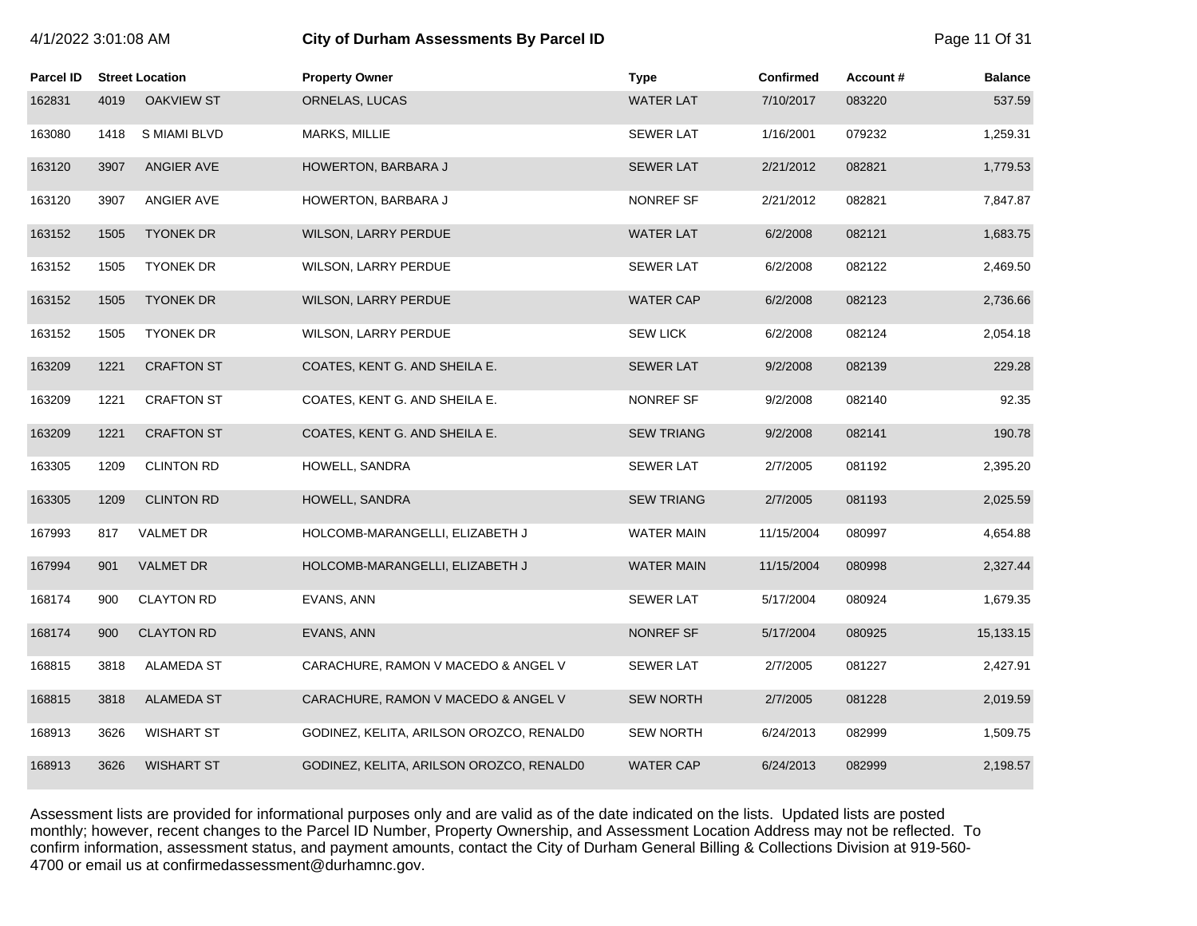# City of Durham Assessments By Parcel ID

4/1/2022 3:01:08 AM

| Parcel ID | Street Location | | Property Owner | Type | Confirmed | Account # | Balance |
|---|---|---|---|---|---|---|---|
| 162831 | 4019 | OAKVIEW ST | ORNELAS, LUCAS | WATER LAT | 7/10/2017 | 083220 | 537.59 |
| 163080 | 1418 | S MIAMI BLVD | MARKS, MILLIE | SEWER LAT | 1/16/2001 | 079232 | 1,259.31 |
| 163120 | 3907 | ANGIER AVE | HOWERTON, BARBARA J | SEWER LAT | 2/21/2012 | 082821 | 1,779.53 |
| 163120 | 3907 | ANGIER AVE | HOWERTON, BARBARA J | NONREF SF | 2/21/2012 | 082821 | 7,847.87 |
| 163152 | 1505 | TYONEK DR | WILSON, LARRY PERDUE | WATER LAT | 6/2/2008 | 082121 | 1,683.75 |
| 163152 | 1505 | TYONEK DR | WILSON, LARRY PERDUE | SEWER LAT | 6/2/2008 | 082122 | 2,469.50 |
| 163152 | 1505 | TYONEK DR | WILSON, LARRY PERDUE | WATER CAP | 6/2/2008 | 082123 | 2,736.66 |
| 163152 | 1505 | TYONEK DR | WILSON, LARRY PERDUE | SEW LICK | 6/2/2008 | 082124 | 2,054.18 |
| 163209 | 1221 | CRAFTON ST | COATES, KENT G. AND SHEILA E. | SEWER LAT | 9/2/2008 | 082139 | 229.28 |
| 163209 | 1221 | CRAFTON ST | COATES, KENT G. AND SHEILA E. | NONREF SF | 9/2/2008 | 082140 | 92.35 |
| 163209 | 1221 | CRAFTON ST | COATES, KENT G. AND SHEILA E. | SEW TRIANG | 9/2/2008 | 082141 | 190.78 |
| 163305 | 1209 | CLINTON RD | HOWELL, SANDRA | SEWER LAT | 2/7/2005 | 081192 | 2,395.20 |
| 163305 | 1209 | CLINTON RD | HOWELL, SANDRA | SEW TRIANG | 2/7/2005 | 081193 | 2,025.59 |
| 167993 | 817 | VALMET DR | HOLCOMB-MARANGELLI, ELIZABETH J | WATER MAIN | 11/15/2004 | 080997 | 4,654.88 |
| 167994 | 901 | VALMET DR | HOLCOMB-MARANGELLI, ELIZABETH J | WATER MAIN | 11/15/2004 | 080998 | 2,327.44 |
| 168174 | 900 | CLAYTON RD | EVANS, ANN | SEWER LAT | 5/17/2004 | 080924 | 1,679.35 |
| 168174 | 900 | CLAYTON RD | EVANS, ANN | NONREF SF | 5/17/2004 | 080925 | 15,133.15 |
| 168815 | 3818 | ALAMEDA ST | CARACHURE, RAMON V MACEDO & ANGEL V | SEWER LAT | 2/7/2005 | 081227 | 2,427.91 |
| 168815 | 3818 | ALAMEDA ST | CARACHURE, RAMON V MACEDO & ANGEL V | SEW NORTH | 2/7/2005 | 081228 | 2,019.59 |
| 168913 | 3626 | WISHART ST | GODINEZ, KELITA, ARILSON OROZCO, RENALD0 | SEW NORTH | 6/24/2013 | 082999 | 1,509.75 |
| 168913 | 3626 | WISHART ST | GODINEZ, KELITA, ARILSON OROZCO, RENALD0 | WATER CAP | 6/24/2013 | 082999 | 2,198.57 |

Assessment lists are provided for informational purposes only and are valid as of the date indicated on the lists. Updated lists are posted monthly; however, recent changes to the Parcel ID Number, Property Ownership, and Assessment Location Address may not be reflected. To confirm information, assessment status, and payment amounts, contact the City of Durham General Billing & Collections Division at 919-560-4700 or email us at confirmedassessment@durhamnc.gov.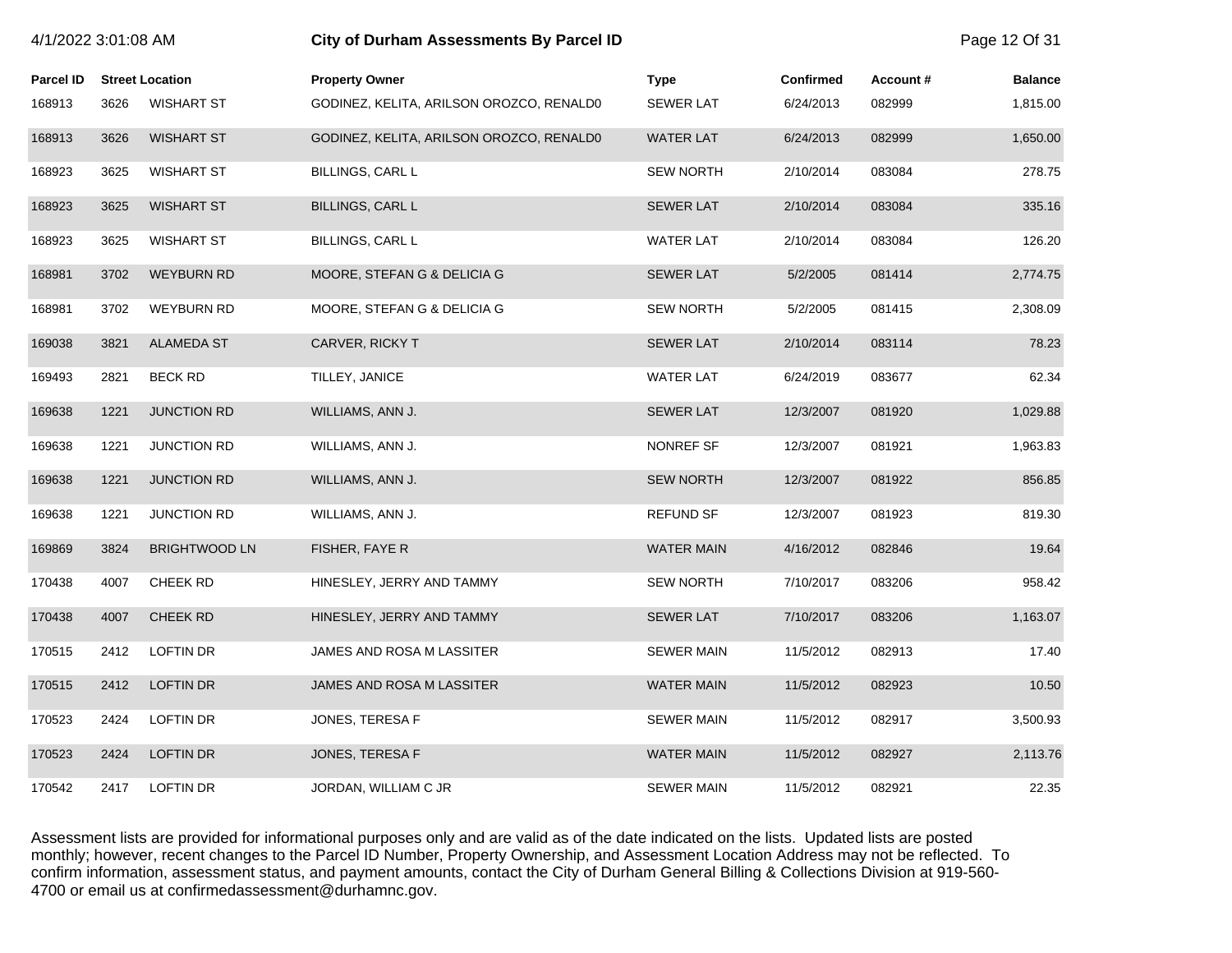# City of Durham Assessments By Parcel ID

| Parcel ID | Street Location | | Property Owner | Type | Confirmed | Account # | Balance |
|---|---|---|---|---|---|---|---|
| 168913 | 3626 | WISHART ST | GODINEZ, KELITA, ARILSON OROZCO, RENALD0 | SEWER LAT | 6/24/2013 | 082999 | 1,815.00 |
| 168913 | 3626 | WISHART ST | GODINEZ, KELITA, ARILSON OROZCO, RENALD0 | WATER LAT | 6/24/2013 | 082999 | 1,650.00 |
| 168923 | 3625 | WISHART ST | BILLINGS, CARL L | SEW NORTH | 2/10/2014 | 083084 | 278.75 |
| 168923 | 3625 | WISHART ST | BILLINGS, CARL L | SEWER LAT | 2/10/2014 | 083084 | 335.16 |
| 168923 | 3625 | WISHART ST | BILLINGS, CARL L | WATER LAT | 2/10/2014 | 083084 | 126.20 |
| 168981 | 3702 | WEYBURN RD | MOORE, STEFAN G & DELICIA G | SEWER LAT | 5/2/2005 | 081414 | 2,774.75 |
| 168981 | 3702 | WEYBURN RD | MOORE, STEFAN G & DELICIA G | SEW NORTH | 5/2/2005 | 081415 | 2,308.09 |
| 169038 | 3821 | ALAMEDA ST | CARVER, RICKY T | SEWER LAT | 2/10/2014 | 083114 | 78.23 |
| 169493 | 2821 | BECK RD | TILLEY, JANICE | WATER LAT | 6/24/2019 | 083677 | 62.34 |
| 169638 | 1221 | JUNCTION RD | WILLIAMS, ANN J. | SEWER LAT | 12/3/2007 | 081920 | 1,029.88 |
| 169638 | 1221 | JUNCTION RD | WILLIAMS, ANN J. | NONREF SF | 12/3/2007 | 081921 | 1,963.83 |
| 169638 | 1221 | JUNCTION RD | WILLIAMS, ANN J. | SEW NORTH | 12/3/2007 | 081922 | 856.85 |
| 169638 | 1221 | JUNCTION RD | WILLIAMS, ANN J. | REFUND SF | 12/3/2007 | 081923 | 819.30 |
| 169869 | 3824 | BRIGHTWOOD LN | FISHER, FAYE R | WATER MAIN | 4/16/2012 | 082846 | 19.64 |
| 170438 | 4007 | CHEEK RD | HINESLEY, JERRY AND TAMMY | SEW NORTH | 7/10/2017 | 083206 | 958.42 |
| 170438 | 4007 | CHEEK RD | HINESLEY, JERRY AND TAMMY | SEWER LAT | 7/10/2017 | 083206 | 1,163.07 |
| 170515 | 2412 | LOFTIN DR | JAMES AND ROSA M LASSITER | SEWER MAIN | 11/5/2012 | 082913 | 17.40 |
| 170515 | 2412 | LOFTIN DR | JAMES AND ROSA M LASSITER | WATER MAIN | 11/5/2012 | 082923 | 10.50 |
| 170523 | 2424 | LOFTIN DR | JONES, TERESA F | SEWER MAIN | 11/5/2012 | 082917 | 3,500.93 |
| 170523 | 2424 | LOFTIN DR | JONES, TERESA F | WATER MAIN | 11/5/2012 | 082927 | 2,113.76 |
| 170542 | 2417 | LOFTIN DR | JORDAN, WILLIAM C JR | SEWER MAIN | 11/5/2012 | 082921 | 22.35 |

Assessment lists are provided for informational purposes only and are valid as of the date indicated on the lists. Updated lists are posted monthly; however, recent changes to the Parcel ID Number, Property Ownership, and Assessment Location Address may not be reflected. To confirm information, assessment status, and payment amounts, contact the City of Durham General Billing & Collections Division at 919-560-4700 or email us at confirmedassessment@durhamnc.gov.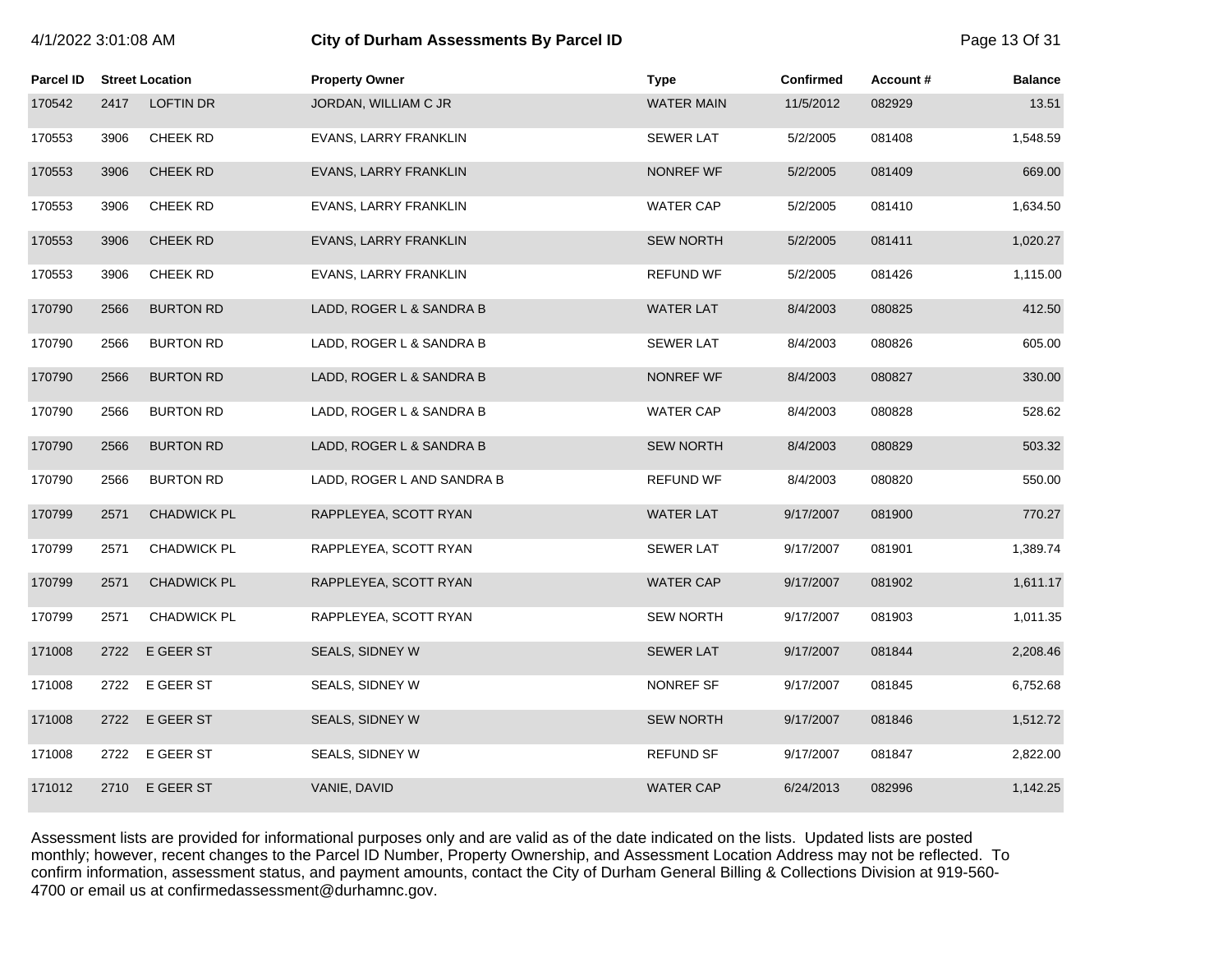# City of Durham Assessments By Parcel ID

| Parcel ID | Street Location | | Property Owner | Type | Confirmed | Account # | Balance |
|---|---|---|---|---|---|---|---|
| 170542 | 2417 | LOFTIN DR | JORDAN, WILLIAM C JR | WATER MAIN | 11/5/2012 | 082929 | 13.51 |
| 170553 | 3906 | CHEEK RD | EVANS, LARRY FRANKLIN | SEWER LAT | 5/2/2005 | 081408 | 1,548.59 |
| 170553 | 3906 | CHEEK RD | EVANS, LARRY FRANKLIN | NONREF WF | 5/2/2005 | 081409 | 669.00 |
| 170553 | 3906 | CHEEK RD | EVANS, LARRY FRANKLIN | WATER CAP | 5/2/2005 | 081410 | 1,634.50 |
| 170553 | 3906 | CHEEK RD | EVANS, LARRY FRANKLIN | SEW NORTH | 5/2/2005 | 081411 | 1,020.27 |
| 170553 | 3906 | CHEEK RD | EVANS, LARRY FRANKLIN | REFUND WF | 5/2/2005 | 081426 | 1,115.00 |
| 170790 | 2566 | BURTON RD | LADD, ROGER L & SANDRA B | WATER LAT | 8/4/2003 | 080825 | 412.50 |
| 170790 | 2566 | BURTON RD | LADD, ROGER L & SANDRA B | SEWER LAT | 8/4/2003 | 080826 | 605.00 |
| 170790 | 2566 | BURTON RD | LADD, ROGER L & SANDRA B | NONREF WF | 8/4/2003 | 080827 | 330.00 |
| 170790 | 2566 | BURTON RD | LADD, ROGER L & SANDRA B | WATER CAP | 8/4/2003 | 080828 | 528.62 |
| 170790 | 2566 | BURTON RD | LADD, ROGER L & SANDRA B | SEW NORTH | 8/4/2003 | 080829 | 503.32 |
| 170790 | 2566 | BURTON RD | LADD, ROGER L AND SANDRA B | REFUND WF | 8/4/2003 | 080820 | 550.00 |
| 170799 | 2571 | CHADWICK PL | RAPPLEYEA, SCOTT RYAN | WATER LAT | 9/17/2007 | 081900 | 770.27 |
| 170799 | 2571 | CHADWICK PL | RAPPLEYEA, SCOTT RYAN | SEWER LAT | 9/17/2007 | 081901 | 1,389.74 |
| 170799 | 2571 | CHADWICK PL | RAPPLEYEA, SCOTT RYAN | WATER CAP | 9/17/2007 | 081902 | 1,611.17 |
| 170799 | 2571 | CHADWICK PL | RAPPLEYEA, SCOTT RYAN | SEW NORTH | 9/17/2007 | 081903 | 1,011.35 |
| 171008 | 2722 | E GEER ST | SEALS, SIDNEY W | SEWER LAT | 9/17/2007 | 081844 | 2,208.46 |
| 171008 | 2722 | E GEER ST | SEALS, SIDNEY W | NONREF SF | 9/17/2007 | 081845 | 6,752.68 |
| 171008 | 2722 | E GEER ST | SEALS, SIDNEY W | SEW NORTH | 9/17/2007 | 081846 | 1,512.72 |
| 171008 | 2722 | E GEER ST | SEALS, SIDNEY W | REFUND SF | 9/17/2007 | 081847 | 2,822.00 |
| 171012 | 2710 | E GEER ST | VANIE, DAVID | WATER CAP | 6/24/2013 | 082996 | 1,142.25 |

Assessment lists are provided for informational purposes only and are valid as of the date indicated on the lists. Updated lists are posted monthly; however, recent changes to the Parcel ID Number, Property Ownership, and Assessment Location Address may not be reflected. To confirm information, assessment status, and payment amounts, contact the City of Durham General Billing & Collections Division at 919-560-4700 or email us at confirmedassessment@durhamnc.gov.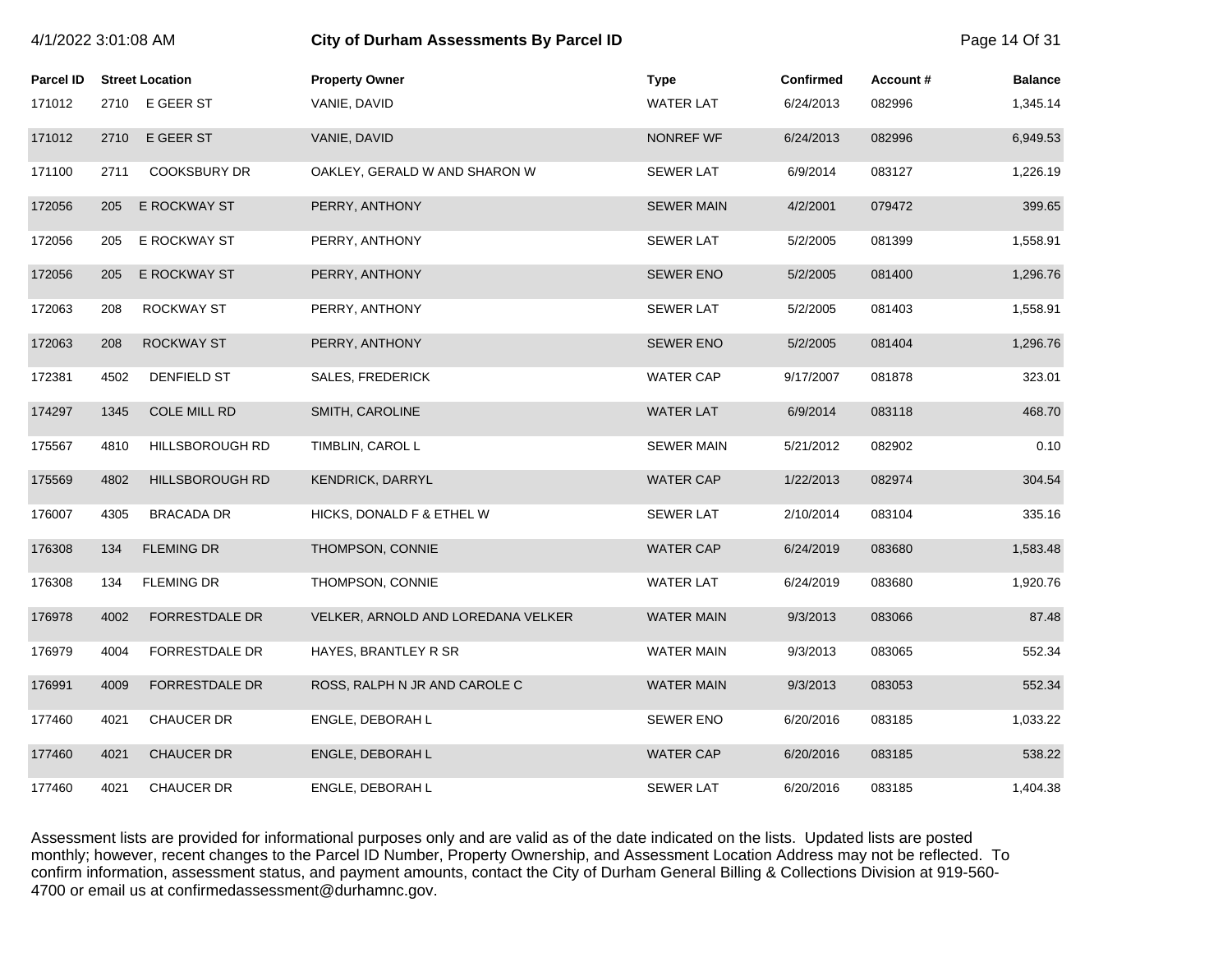| Parcel ID | Street Location | | Property Owner | Type | Confirmed | Account # | Balance |
|---|---|---|---|---|---|---|---|
| 171012 | 2710 | E GEER ST | VANIE, DAVID | WATER LAT | 6/24/2013 | 082996 | 1,345.14 |
| 171012 | 2710 | E GEER ST | VANIE, DAVID | NONREF WF | 6/24/2013 | 082996 | 6,949.53 |
| 171100 | 2711 | COOKSBURY DR | OAKLEY, GERALD W AND SHARON W | SEWER LAT | 6/9/2014 | 083127 | 1,226.19 |
| 172056 | 205 | E ROCKWAY ST | PERRY, ANTHONY | SEWER MAIN | 4/2/2001 | 079472 | 399.65 |
| 172056 | 205 | E ROCKWAY ST | PERRY, ANTHONY | SEWER LAT | 5/2/2005 | 081399 | 1,558.91 |
| 172056 | 205 | E ROCKWAY ST | PERRY, ANTHONY | SEWER ENO | 5/2/2005 | 081400 | 1,296.76 |
| 172063 | 208 | ROCKWAY ST | PERRY, ANTHONY | SEWER LAT | 5/2/2005 | 081403 | 1,558.91 |
| 172063 | 208 | ROCKWAY ST | PERRY, ANTHONY | SEWER ENO | 5/2/2005 | 081404 | 1,296.76 |
| 172381 | 4502 | DENFIELD ST | SALES, FREDERICK | WATER CAP | 9/17/2007 | 081878 | 323.01 |
| 174297 | 1345 | COLE MILL RD | SMITH, CAROLINE | WATER LAT | 6/9/2014 | 083118 | 468.70 |
| 175567 | 4810 | HILLSBOROUGH RD | TIMBLIN, CAROL L | SEWER MAIN | 5/21/2012 | 082902 | 0.10 |
| 175569 | 4802 | HILLSBOROUGH RD | KENDRICK, DARRYL | WATER CAP | 1/22/2013 | 082974 | 304.54 |
| 176007 | 4305 | BRACADA DR | HICKS, DONALD F & ETHEL W | SEWER LAT | 2/10/2014 | 083104 | 335.16 |
| 176308 | 134 | FLEMING DR | THOMPSON, CONNIE | WATER CAP | 6/24/2019 | 083680 | 1,583.48 |
| 176308 | 134 | FLEMING DR | THOMPSON, CONNIE | WATER LAT | 6/24/2019 | 083680 | 1,920.76 |
| 176978 | 4002 | FORRESTDALE DR | VELKER, ARNOLD AND LOREDANA VELKER | WATER MAIN | 9/3/2013 | 083066 | 87.48 |
| 176979 | 4004 | FORRESTDALE DR | HAYES, BRANTLEY R SR | WATER MAIN | 9/3/2013 | 083065 | 552.34 |
| 176991 | 4009 | FORRESTDALE DR | ROSS, RALPH N JR AND CAROLE C | WATER MAIN | 9/3/2013 | 083053 | 552.34 |
| 177460 | 4021 | CHAUCER DR | ENGLE, DEBORAH L | SEWER ENO | 6/20/2016 | 083185 | 1,033.22 |
| 177460 | 4021 | CHAUCER DR | ENGLE, DEBORAH L | WATER CAP | 6/20/2016 | 083185 | 538.22 |
| 177460 | 4021 | CHAUCER DR | ENGLE, DEBORAH L | SEWER LAT | 6/20/2016 | 083185 | 1,404.38 |

Assessment lists are provided for informational purposes only and are valid as of the date indicated on the lists. Updated lists are posted monthly; however, recent changes to the Parcel ID Number, Property Ownership, and Assessment Location Address may not be reflected. To confirm information, assessment status, and payment amounts, contact the City of Durham General Billing & Collections Division at 919-560-4700 or email us at confirmedassessment@durhamnc.gov.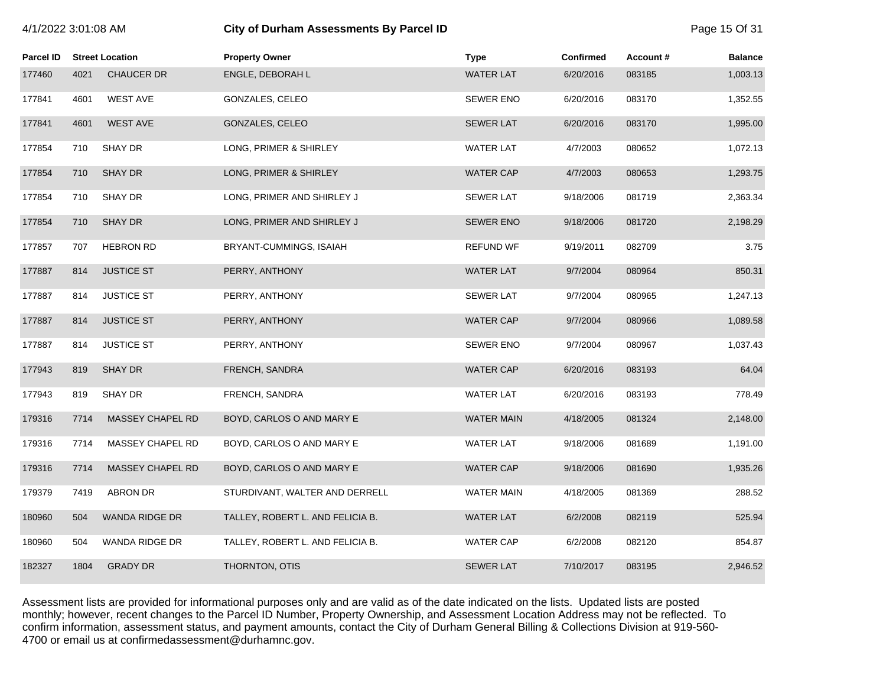# City of Durham Assessments By Parcel ID

| Parcel ID | Street Location | | Property Owner | Type | Confirmed | Account # | Balance |
|---|---|---|---|---|---|---|---|
| 177460 | 4021 | CHAUCER DR | ENGLE, DEBORAH L | WATER LAT | 6/20/2016 | 083185 | 1,003.13 |
| 177841 | 4601 | WEST AVE | GONZALES, CELEO | SEWER ENO | 6/20/2016 | 083170 | 1,352.55 |
| 177841 | 4601 | WEST AVE | GONZALES, CELEO | SEWER LAT | 6/20/2016 | 083170 | 1,995.00 |
| 177854 | 710 | SHAY DR | LONG, PRIMER & SHIRLEY | WATER LAT | 4/7/2003 | 080652 | 1,072.13 |
| 177854 | 710 | SHAY DR | LONG, PRIMER & SHIRLEY | WATER CAP | 4/7/2003 | 080653 | 1,293.75 |
| 177854 | 710 | SHAY DR | LONG, PRIMER AND SHIRLEY J | SEWER LAT | 9/18/2006 | 081719 | 2,363.34 |
| 177854 | 710 | SHAY DR | LONG, PRIMER AND SHIRLEY J | SEWER ENO | 9/18/2006 | 081720 | 2,198.29 |
| 177857 | 707 | HEBRON RD | BRYANT-CUMMINGS, ISAIAH | REFUND WF | 9/19/2011 | 082709 | 3.75 |
| 177887 | 814 | JUSTICE ST | PERRY, ANTHONY | WATER LAT | 9/7/2004 | 080964 | 850.31 |
| 177887 | 814 | JUSTICE ST | PERRY, ANTHONY | SEWER LAT | 9/7/2004 | 080965 | 1,247.13 |
| 177887 | 814 | JUSTICE ST | PERRY, ANTHONY | WATER CAP | 9/7/2004 | 080966 | 1,089.58 |
| 177887 | 814 | JUSTICE ST | PERRY, ANTHONY | SEWER ENO | 9/7/2004 | 080967 | 1,037.43 |
| 177943 | 819 | SHAY DR | FRENCH, SANDRA | WATER CAP | 6/20/2016 | 083193 | 64.04 |
| 177943 | 819 | SHAY DR | FRENCH, SANDRA | WATER LAT | 6/20/2016 | 083193 | 778.49 |
| 179316 | 7714 | MASSEY CHAPEL RD | BOYD, CARLOS O AND MARY E | WATER MAIN | 4/18/2005 | 081324 | 2,148.00 |
| 179316 | 7714 | MASSEY CHAPEL RD | BOYD, CARLOS O AND MARY E | WATER LAT | 9/18/2006 | 081689 | 1,191.00 |
| 179316 | 7714 | MASSEY CHAPEL RD | BOYD, CARLOS O AND MARY E | WATER CAP | 9/18/2006 | 081690 | 1,935.26 |
| 179379 | 7419 | ABRON DR | STURDIVANT, WALTER AND DERRELL | WATER MAIN | 4/18/2005 | 081369 | 288.52 |
| 180960 | 504 | WANDA RIDGE DR | TALLEY, ROBERT L. AND FELICIA B. | WATER LAT | 6/2/2008 | 082119 | 525.94 |
| 180960 | 504 | WANDA RIDGE DR | TALLEY, ROBERT L. AND FELICIA B. | WATER CAP | 6/2/2008 | 082120 | 854.87 |
| 182327 | 1804 | GRADY DR | THORNTON, OTIS | SEWER LAT | 7/10/2017 | 083195 | 2,946.52 |

Assessment lists are provided for informational purposes only and are valid as of the date indicated on the lists. Updated lists are posted monthly; however, recent changes to the Parcel ID Number, Property Ownership, and Assessment Location Address may not be reflected. To confirm information, assessment status, and payment amounts, contact the City of Durham General Billing & Collections Division at 919-560-4700 or email us at confirmedassessment@durhamnc.gov.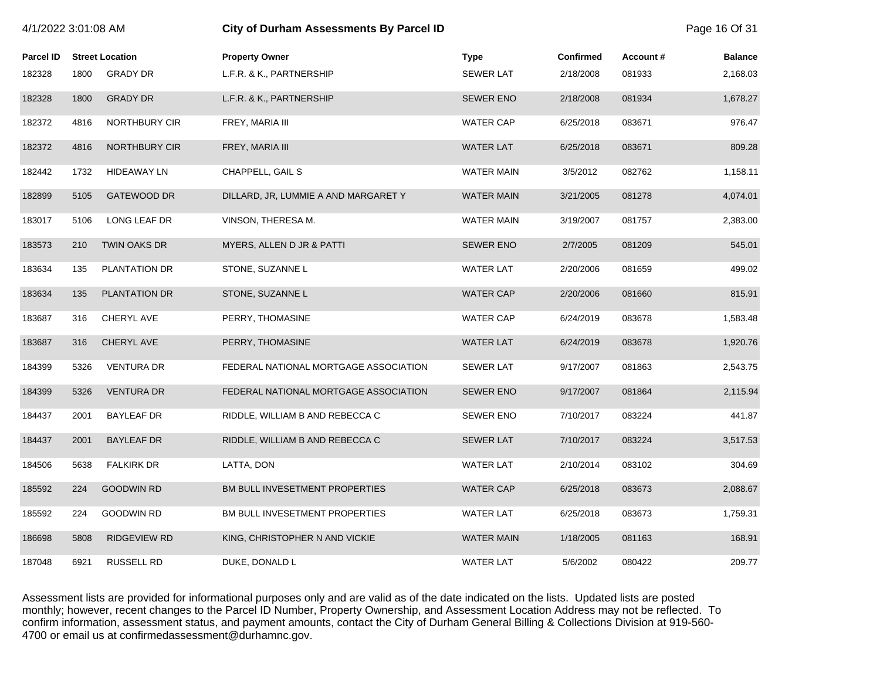# City of Durham Assessments By Parcel ID

| Parcel ID | Street Location | | Property Owner | Type | Confirmed | Account # | Balance |
|---|---|---|---|---|---|---|---|
| 182328 | 1800 | GRADY DR | L.F.R. & K., PARTNERSHIP | SEWER LAT | 2/18/2008 | 081933 | 2,168.03 |
| 182328 | 1800 | GRADY DR | L.F.R. & K., PARTNERSHIP | SEWER ENO | 2/18/2008 | 081934 | 1,678.27 |
| 182372 | 4816 | NORTHBURY CIR | FREY, MARIA III | WATER CAP | 6/25/2018 | 083671 | 976.47 |
| 182372 | 4816 | NORTHBURY CIR | FREY, MARIA III | WATER LAT | 6/25/2018 | 083671 | 809.28 |
| 182442 | 1732 | HIDEAWAY LN | CHAPPELL, GAIL S | WATER MAIN | 3/5/2012 | 082762 | 1,158.11 |
| 182899 | 5105 | GATEWOOD DR | DILLARD, JR, LUMMIE A AND MARGARET Y | WATER MAIN | 3/21/2005 | 081278 | 4,074.01 |
| 183017 | 5106 | LONG LEAF DR | VINSON, THERESA M. | WATER MAIN | 3/19/2007 | 081757 | 2,383.00 |
| 183573 | 210 | TWIN OAKS DR | MYERS, ALLEN D JR & PATTI | SEWER ENO | 2/7/2005 | 081209 | 545.01 |
| 183634 | 135 | PLANTATION DR | STONE, SUZANNE L | WATER LAT | 2/20/2006 | 081659 | 499.02 |
| 183634 | 135 | PLANTATION DR | STONE, SUZANNE L | WATER CAP | 2/20/2006 | 081660 | 815.91 |
| 183687 | 316 | CHERYL AVE | PERRY, THOMASINE | WATER CAP | 6/24/2019 | 083678 | 1,583.48 |
| 183687 | 316 | CHERYL AVE | PERRY, THOMASINE | WATER LAT | 6/24/2019 | 083678 | 1,920.76 |
| 184399 | 5326 | VENTURA DR | FEDERAL NATIONAL MORTGAGE ASSOCIATION | SEWER LAT | 9/17/2007 | 081863 | 2,543.75 |
| 184399 | 5326 | VENTURA DR | FEDERAL NATIONAL MORTGAGE ASSOCIATION | SEWER ENO | 9/17/2007 | 081864 | 2,115.94 |
| 184437 | 2001 | BAYLEAF DR | RIDDLE, WILLIAM B AND REBECCA C | SEWER ENO | 7/10/2017 | 083224 | 441.87 |
| 184437 | 2001 | BAYLEAF DR | RIDDLE, WILLIAM B AND REBECCA C | SEWER LAT | 7/10/2017 | 083224 | 3,517.53 |
| 184506 | 5638 | FALKIRK DR | LATTA, DON | WATER LAT | 2/10/2014 | 083102 | 304.69 |
| 185592 | 224 | GOODWIN RD | BM BULL INVESETMENT PROPERTIES | WATER CAP | 6/25/2018 | 083673 | 2,088.67 |
| 185592 | 224 | GOODWIN RD | BM BULL INVESETMENT PROPERTIES | WATER LAT | 6/25/2018 | 083673 | 1,759.31 |
| 186698 | 5808 | RIDGEVIEW RD | KING, CHRISTOPHER N AND VICKIE | WATER MAIN | 1/18/2005 | 081163 | 168.91 |
| 187048 | 6921 | RUSSELL RD | DUKE, DONALD L | WATER LAT | 5/6/2002 | 080422 | 209.77 |

Assessment lists are provided for informational purposes only and are valid as of the date indicated on the lists. Updated lists are posted monthly; however, recent changes to the Parcel ID Number, Property Ownership, and Assessment Location Address may not be reflected. To confirm information, assessment status, and payment amounts, contact the City of Durham General Billing & Collections Division at 919-560-4700 or email us at confirmedassessment@durhamnc.gov.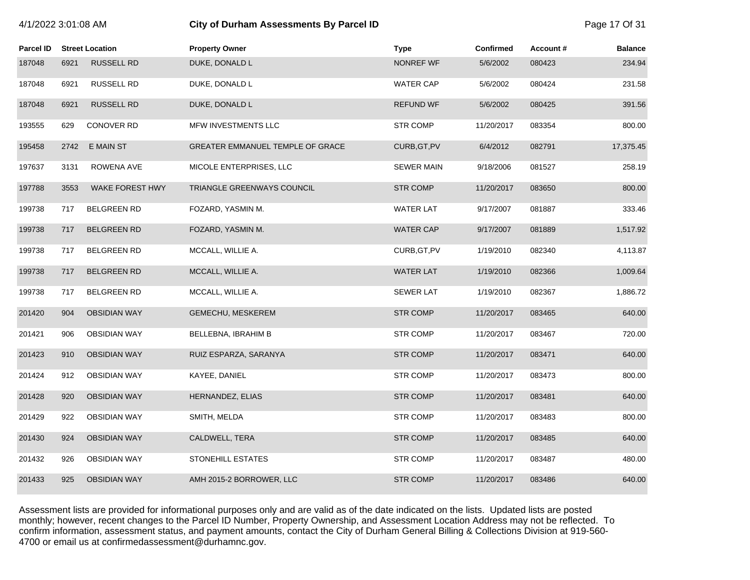| Parcel ID | Street Location | | Property Owner | Type | Confirmed | Account # | Balance |
|---|---|---|---|---|---|---|---|
| 187048 | 6921 | RUSSELL RD | DUKE, DONALD L | NONREF WF | 5/6/2002 | 080423 | 234.94 |
| 187048 | 6921 | RUSSELL RD | DUKE, DONALD L | WATER CAP | 5/6/2002 | 080424 | 231.58 |
| 187048 | 6921 | RUSSELL RD | DUKE, DONALD L | REFUND WF | 5/6/2002 | 080425 | 391.56 |
| 193555 | 629 | CONOVER RD | MFW INVESTMENTS LLC | STR COMP | 11/20/2017 | 083354 | 800.00 |
| 195458 | 2742 | E MAIN ST | GREATER EMMANUEL TEMPLE OF GRACE | CURB,GT,PV | 6/4/2012 | 082791 | 17,375.45 |
| 197637 | 3131 | ROWENA AVE | MICOLE ENTERPRISES, LLC | SEWER MAIN | 9/18/2006 | 081527 | 258.19 |
| 197788 | 3553 | WAKE FOREST HWY | TRIANGLE GREENWAYS COUNCIL | STR COMP | 11/20/2017 | 083650 | 800.00 |
| 199738 | 717 | BELGREEN RD | FOZARD, YASMIN M. | WATER LAT | 9/17/2007 | 081887 | 333.46 |
| 199738 | 717 | BELGREEN RD | FOZARD, YASMIN M. | WATER CAP | 9/17/2007 | 081889 | 1,517.92 |
| 199738 | 717 | BELGREEN RD | MCCALL, WILLIE A. | CURB,GT,PV | 1/19/2010 | 082340 | 4,113.87 |
| 199738 | 717 | BELGREEN RD | MCCALL, WILLIE A. | WATER LAT | 1/19/2010 | 082366 | 1,009.64 |
| 199738 | 717 | BELGREEN RD | MCCALL, WILLIE A. | SEWER LAT | 1/19/2010 | 082367 | 1,886.72 |
| 201420 | 904 | OBSIDIAN WAY | GEMECHU, MESKEREM | STR COMP | 11/20/2017 | 083465 | 640.00 |
| 201421 | 906 | OBSIDIAN WAY | BELLEBNA, IBRAHIM B | STR COMP | 11/20/2017 | 083467 | 720.00 |
| 201423 | 910 | OBSIDIAN WAY | RUIZ ESPARZA, SARANYA | STR COMP | 11/20/2017 | 083471 | 640.00 |
| 201424 | 912 | OBSIDIAN WAY | KAYEE, DANIEL | STR COMP | 11/20/2017 | 083473 | 800.00 |
| 201428 | 920 | OBSIDIAN WAY | HERNANDEZ, ELIAS | STR COMP | 11/20/2017 | 083481 | 640.00 |
| 201429 | 922 | OBSIDIAN WAY | SMITH, MELDA | STR COMP | 11/20/2017 | 083483 | 800.00 |
| 201430 | 924 | OBSIDIAN WAY | CALDWELL, TERA | STR COMP | 11/20/2017 | 083485 | 640.00 |
| 201432 | 926 | OBSIDIAN WAY | STONEHILL ESTATES | STR COMP | 11/20/2017 | 083487 | 480.00 |
| 201433 | 925 | OBSIDIAN WAY | AMH 2015-2 BORROWER, LLC | STR COMP | 11/20/2017 | 083486 | 640.00 |

Assessment lists are provided for informational purposes only and are valid as of the date indicated on the lists. Updated lists are posted monthly; however, recent changes to the Parcel ID Number, Property Ownership, and Assessment Location Address may not be reflected. To confirm information, assessment status, and payment amounts, contact the City of Durham General Billing & Collections Division at 919-560-4700 or email us at confirmedassessment@durhamnc.gov.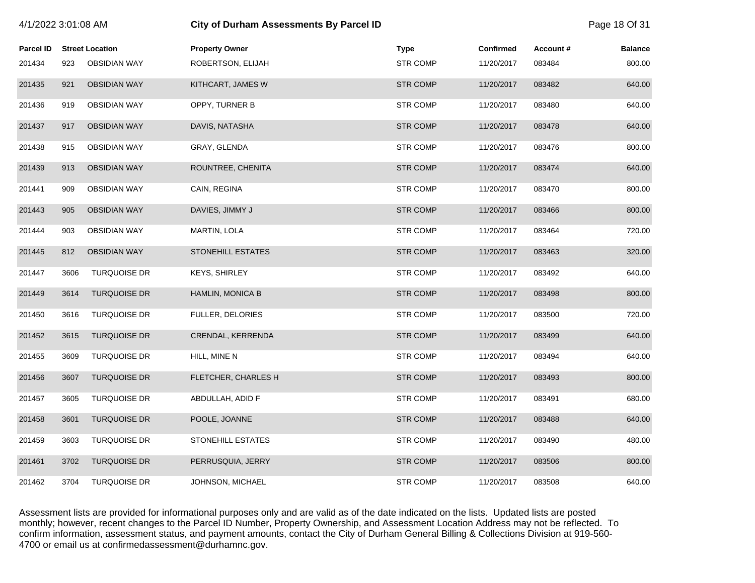| Parcel ID | Street Location | | Property Owner | Type | Confirmed | Account # | Balance |
|---|---|---|---|---|---|---|---|
| 201434 | 923 | OBSIDIAN WAY | ROBERTSON, ELIJAH | STR COMP | 11/20/2017 | 083484 | 800.00 |
| 201435 | 921 | OBSIDIAN WAY | KITHCART, JAMES W | STR COMP | 11/20/2017 | 083482 | 640.00 |
| 201436 | 919 | OBSIDIAN WAY | OPPY, TURNER B | STR COMP | 11/20/2017 | 083480 | 640.00 |
| 201437 | 917 | OBSIDIAN WAY | DAVIS, NATASHA | STR COMP | 11/20/2017 | 083478 | 640.00 |
| 201438 | 915 | OBSIDIAN WAY | GRAY, GLENDA | STR COMP | 11/20/2017 | 083476 | 800.00 |
| 201439 | 913 | OBSIDIAN WAY | ROUNTREE, CHENITA | STR COMP | 11/20/2017 | 083474 | 640.00 |
| 201441 | 909 | OBSIDIAN WAY | CAIN, REGINA | STR COMP | 11/20/2017 | 083470 | 800.00 |
| 201443 | 905 | OBSIDIAN WAY | DAVIES, JIMMY J | STR COMP | 11/20/2017 | 083466 | 800.00 |
| 201444 | 903 | OBSIDIAN WAY | MARTIN, LOLA | STR COMP | 11/20/2017 | 083464 | 720.00 |
| 201445 | 812 | OBSIDIAN WAY | STONEHILL ESTATES | STR COMP | 11/20/2017 | 083463 | 320.00 |
| 201447 | 3606 | TURQUOISE DR | KEYS, SHIRLEY | STR COMP | 11/20/2017 | 083492 | 640.00 |
| 201449 | 3614 | TURQUOISE DR | HAMLIN, MONICA B | STR COMP | 11/20/2017 | 083498 | 800.00 |
| 201450 | 3616 | TURQUOISE DR | FULLER, DELORIES | STR COMP | 11/20/2017 | 083500 | 720.00 |
| 201452 | 3615 | TURQUOISE DR | CRENDAL, KERRENDA | STR COMP | 11/20/2017 | 083499 | 640.00 |
| 201455 | 3609 | TURQUOISE DR | HILL, MINE N | STR COMP | 11/20/2017 | 083494 | 640.00 |
| 201456 | 3607 | TURQUOISE DR | FLETCHER, CHARLES H | STR COMP | 11/20/2017 | 083493 | 800.00 |
| 201457 | 3605 | TURQUOISE DR | ABDULLAH, ADID F | STR COMP | 11/20/2017 | 083491 | 680.00 |
| 201458 | 3601 | TURQUOISE DR | POOLE, JOANNE | STR COMP | 11/20/2017 | 083488 | 640.00 |
| 201459 | 3603 | TURQUOISE DR | STONEHILL ESTATES | STR COMP | 11/20/2017 | 083490 | 480.00 |
| 201461 | 3702 | TURQUOISE DR | PERRUSQUIA, JERRY | STR COMP | 11/20/2017 | 083506 | 800.00 |
| 201462 | 3704 | TURQUOISE DR | JOHNSON, MICHAEL | STR COMP | 11/20/2017 | 083508 | 640.00 |

Assessment lists are provided for informational purposes only and are valid as of the date indicated on the lists. Updated lists are posted monthly; however, recent changes to the Parcel ID Number, Property Ownership, and Assessment Location Address may not be reflected. To confirm information, assessment status, and payment amounts, contact the City of Durham General Billing & Collections Division at 919-560-4700 or email us at confirmedassessment@durhamnc.gov.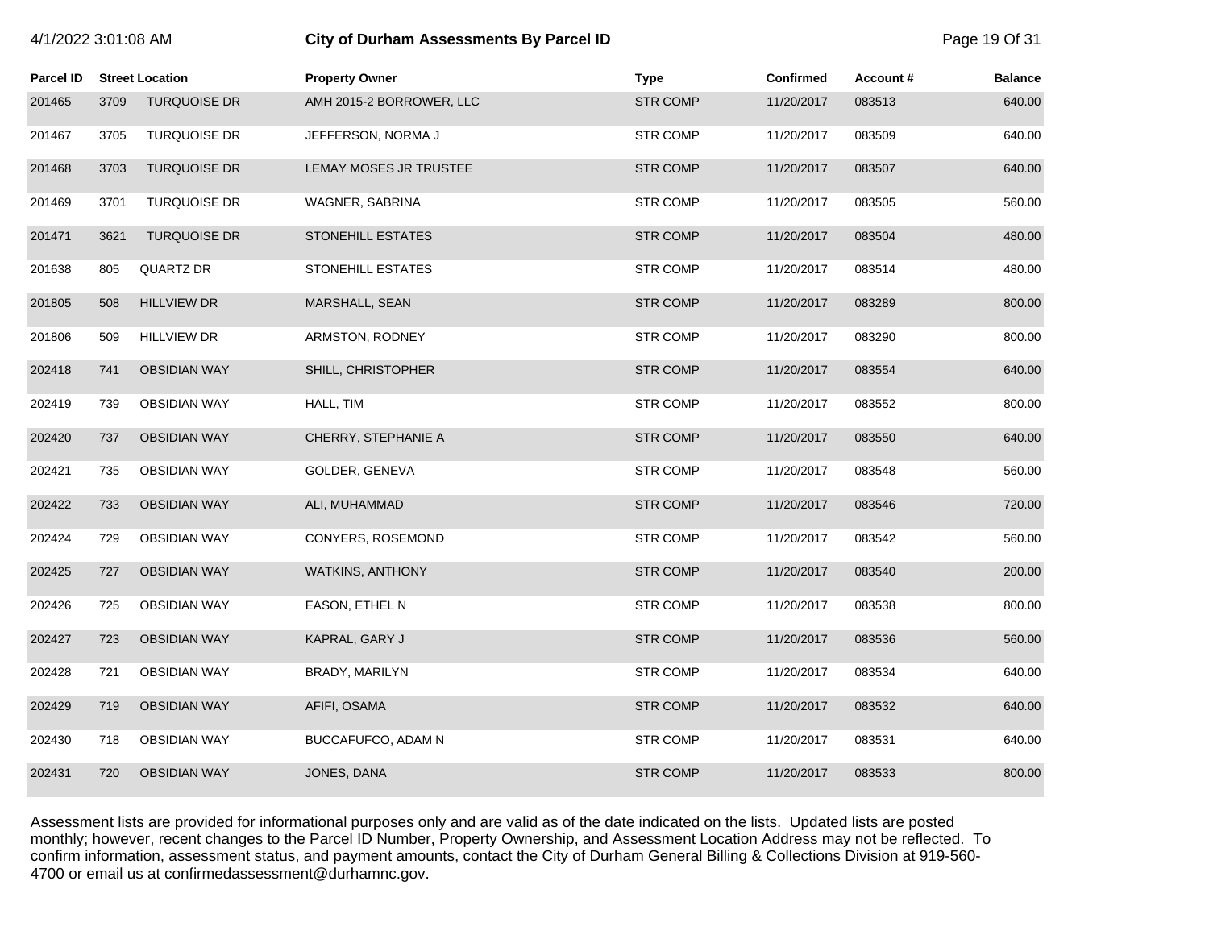# City of Durham Assessments By Parcel ID

4/1/2022 3:01:08 AM

| Parcel ID | Street Location | | Property Owner | Type | Confirmed | Account # | Balance |
|---|---|---|---|---|---|---|---|
| 201465 | 3709 | TURQUOISE DR | AMH 2015-2 BORROWER, LLC | STR COMP | 11/20/2017 | 083513 | 640.00 |
| 201467 | 3705 | TURQUOISE DR | JEFFERSON, NORMA J | STR COMP | 11/20/2017 | 083509 | 640.00 |
| 201468 | 3703 | TURQUOISE DR | LEMAY MOSES JR TRUSTEE | STR COMP | 11/20/2017 | 083507 | 640.00 |
| 201469 | 3701 | TURQUOISE DR | WAGNER, SABRINA | STR COMP | 11/20/2017 | 083505 | 560.00 |
| 201471 | 3621 | TURQUOISE DR | STONEHILL ESTATES | STR COMP | 11/20/2017 | 083504 | 480.00 |
| 201638 | 805 | QUARTZ DR | STONEHILL ESTATES | STR COMP | 11/20/2017 | 083514 | 480.00 |
| 201805 | 508 | HILLVIEW DR | MARSHALL, SEAN | STR COMP | 11/20/2017 | 083289 | 800.00 |
| 201806 | 509 | HILLVIEW DR | ARMSTON, RODNEY | STR COMP | 11/20/2017 | 083290 | 800.00 |
| 202418 | 741 | OBSIDIAN WAY | SHILL, CHRISTOPHER | STR COMP | 11/20/2017 | 083554 | 640.00 |
| 202419 | 739 | OBSIDIAN WAY | HALL, TIM | STR COMP | 11/20/2017 | 083552 | 800.00 |
| 202420 | 737 | OBSIDIAN WAY | CHERRY, STEPHANIE A | STR COMP | 11/20/2017 | 083550 | 640.00 |
| 202421 | 735 | OBSIDIAN WAY | GOLDER, GENEVA | STR COMP | 11/20/2017 | 083548 | 560.00 |
| 202422 | 733 | OBSIDIAN WAY | ALI, MUHAMMAD | STR COMP | 11/20/2017 | 083546 | 720.00 |
| 202424 | 729 | OBSIDIAN WAY | CONYERS, ROSEMOND | STR COMP | 11/20/2017 | 083542 | 560.00 |
| 202425 | 727 | OBSIDIAN WAY | WATKINS, ANTHONY | STR COMP | 11/20/2017 | 083540 | 200.00 |
| 202426 | 725 | OBSIDIAN WAY | EASON, ETHEL N | STR COMP | 11/20/2017 | 083538 | 800.00 |
| 202427 | 723 | OBSIDIAN WAY | KAPRAL, GARY J | STR COMP | 11/20/2017 | 083536 | 560.00 |
| 202428 | 721 | OBSIDIAN WAY | BRADY, MARILYN | STR COMP | 11/20/2017 | 083534 | 640.00 |
| 202429 | 719 | OBSIDIAN WAY | AFIFI, OSAMA | STR COMP | 11/20/2017 | 083532 | 640.00 |
| 202430 | 718 | OBSIDIAN WAY | BUCCAFUFCO, ADAM N | STR COMP | 11/20/2017 | 083531 | 640.00 |
| 202431 | 720 | OBSIDIAN WAY | JONES, DANA | STR COMP | 11/20/2017 | 083533 | 800.00 |

Assessment lists are provided for informational purposes only and are valid as of the date indicated on the lists. Updated lists are posted monthly; however, recent changes to the Parcel ID Number, Property Ownership, and Assessment Location Address may not be reflected. To confirm information, assessment status, and payment amounts, contact the City of Durham General Billing & Collections Division at 919-560-4700 or email us at confirmedassessment@durhamnc.gov.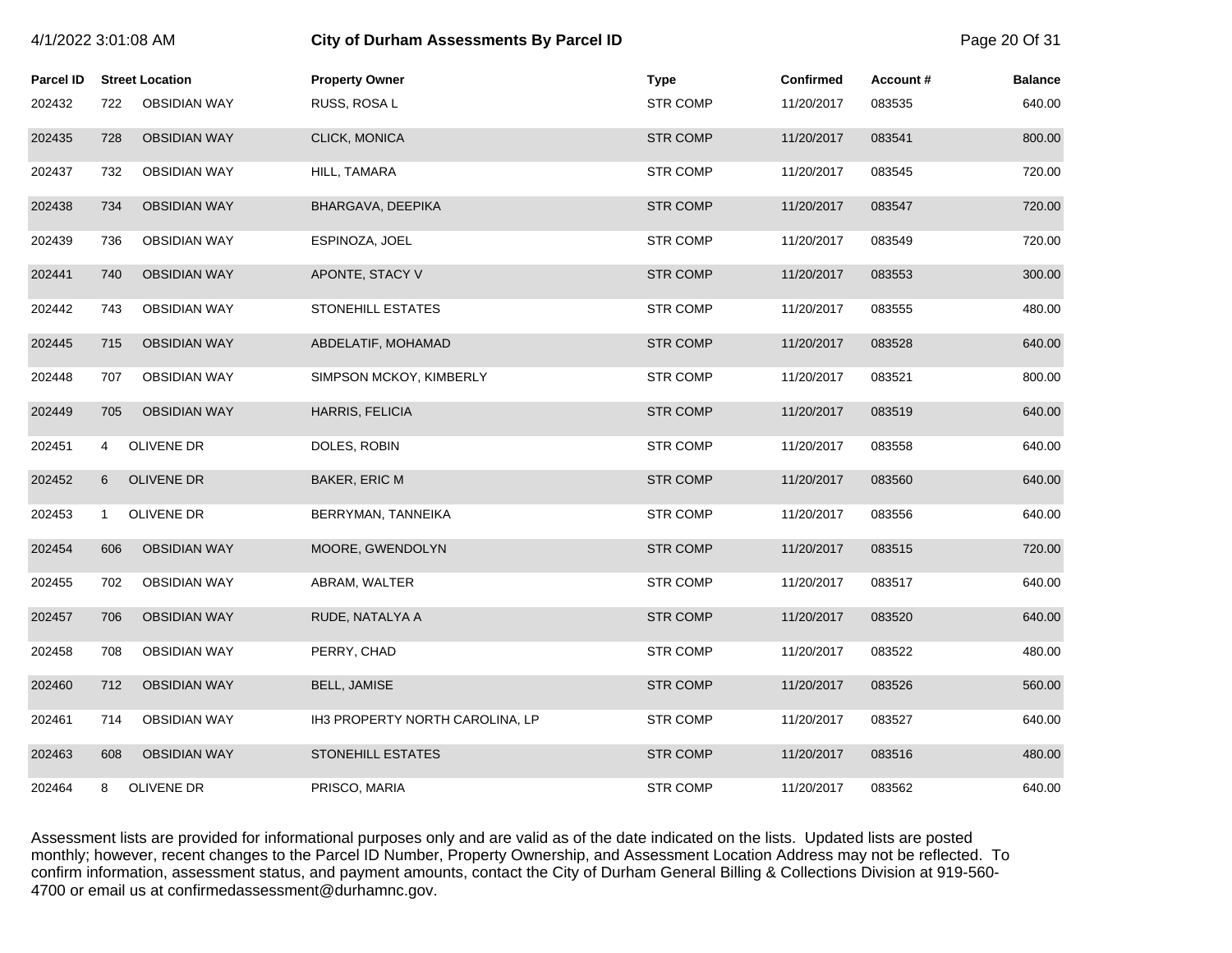# City of Durham Assessments By Parcel ID

4/1/2022 3:01:08 AM

| Parcel ID | Street Location | | Property Owner | Type | Confirmed | Account # | Balance |
|---|---|---|---|---|---|---|---|
| 202432 | 722 | OBSIDIAN WAY | RUSS, ROSA L | STR COMP | 11/20/2017 | 083535 | 640.00 |
| 202435 | 728 | OBSIDIAN WAY | CLICK, MONICA | STR COMP | 11/20/2017 | 083541 | 800.00 |
| 202437 | 732 | OBSIDIAN WAY | HILL, TAMARA | STR COMP | 11/20/2017 | 083545 | 720.00 |
| 202438 | 734 | OBSIDIAN WAY | BHARGAVA, DEEPIKA | STR COMP | 11/20/2017 | 083547 | 720.00 |
| 202439 | 736 | OBSIDIAN WAY | ESPINOZA, JOEL | STR COMP | 11/20/2017 | 083549 | 720.00 |
| 202441 | 740 | OBSIDIAN WAY | APONTE, STACY V | STR COMP | 11/20/2017 | 083553 | 300.00 |
| 202442 | 743 | OBSIDIAN WAY | STONEHILL ESTATES | STR COMP | 11/20/2017 | 083555 | 480.00 |
| 202445 | 715 | OBSIDIAN WAY | ABDELATIF, MOHAMAD | STR COMP | 11/20/2017 | 083528 | 640.00 |
| 202448 | 707 | OBSIDIAN WAY | SIMPSON MCKOY, KIMBERLY | STR COMP | 11/20/2017 | 083521 | 800.00 |
| 202449 | 705 | OBSIDIAN WAY | HARRIS, FELICIA | STR COMP | 11/20/2017 | 083519 | 640.00 |
| 202451 | 4 | OLIVENE DR | DOLES, ROBIN | STR COMP | 11/20/2017 | 083558 | 640.00 |
| 202452 | 6 | OLIVENE DR | BAKER, ERIC M | STR COMP | 11/20/2017 | 083560 | 640.00 |
| 202453 | 1 | OLIVENE DR | BERRYMAN, TANNEIKA | STR COMP | 11/20/2017 | 083556 | 640.00 |
| 202454 | 606 | OBSIDIAN WAY | MOORE, GWENDOLYN | STR COMP | 11/20/2017 | 083515 | 720.00 |
| 202455 | 702 | OBSIDIAN WAY | ABRAM, WALTER | STR COMP | 11/20/2017 | 083517 | 640.00 |
| 202457 | 706 | OBSIDIAN WAY | RUDE, NATALYA A | STR COMP | 11/20/2017 | 083520 | 640.00 |
| 202458 | 708 | OBSIDIAN WAY | PERRY, CHAD | STR COMP | 11/20/2017 | 083522 | 480.00 |
| 202460 | 712 | OBSIDIAN WAY | BELL, JAMISE | STR COMP | 11/20/2017 | 083526 | 560.00 |
| 202461 | 714 | OBSIDIAN WAY | IH3 PROPERTY NORTH CAROLINA, LP | STR COMP | 11/20/2017 | 083527 | 640.00 |
| 202463 | 608 | OBSIDIAN WAY | STONEHILL ESTATES | STR COMP | 11/20/2017 | 083516 | 480.00 |
| 202464 | 8 | OLIVENE DR | PRISCO, MARIA | STR COMP | 11/20/2017 | 083562 | 640.00 |

Assessment lists are provided for informational purposes only and are valid as of the date indicated on the lists. Updated lists are posted monthly; however, recent changes to the Parcel ID Number, Property Ownership, and Assessment Location Address may not be reflected. To confirm information, assessment status, and payment amounts, contact the City of Durham General Billing & Collections Division at 919-560-4700 or email us at confirmedassessment@durhamnc.gov.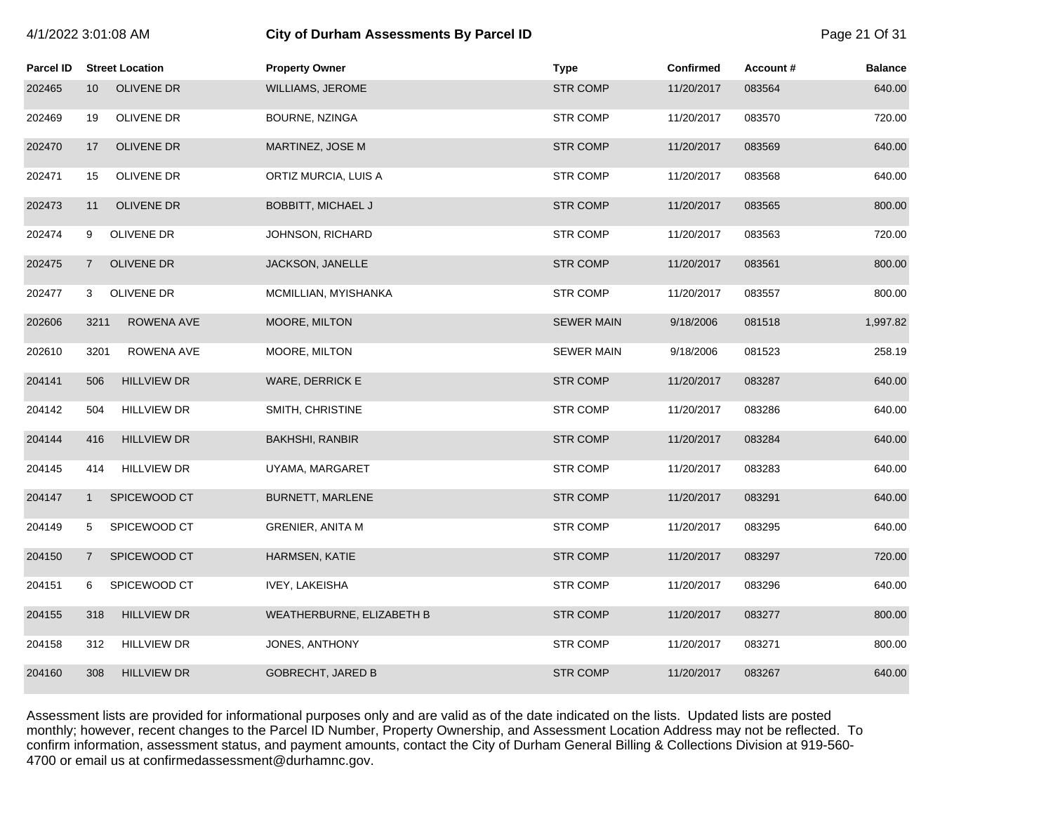# City of Durham Assessments By Parcel ID

4/1/2022 3:01:08 AM

| Parcel ID | Street Location | | Property Owner | Type | Confirmed | Account # | Balance |
|---|---|---|---|---|---|---|---|
| 202465 | 10 | OLIVENE DR | WILLIAMS, JEROME | STR COMP | 11/20/2017 | 083564 | 640.00 |
| 202469 | 19 | OLIVENE DR | BOURNE, NZINGA | STR COMP | 11/20/2017 | 083570 | 720.00 |
| 202470 | 17 | OLIVENE DR | MARTINEZ, JOSE M | STR COMP | 11/20/2017 | 083569 | 640.00 |
| 202471 | 15 | OLIVENE DR | ORTIZ MURCIA, LUIS A | STR COMP | 11/20/2017 | 083568 | 640.00 |
| 202473 | 11 | OLIVENE DR | BOBBITT, MICHAEL J | STR COMP | 11/20/2017 | 083565 | 800.00 |
| 202474 | 9 | OLIVENE DR | JOHNSON, RICHARD | STR COMP | 11/20/2017 | 083563 | 720.00 |
| 202475 | 7 | OLIVENE DR | JACKSON, JANELLE | STR COMP | 11/20/2017 | 083561 | 800.00 |
| 202477 | 3 | OLIVENE DR | MCMILLIAN, MYISHANKA | STR COMP | 11/20/2017 | 083557 | 800.00 |
| 202606 | 3211 | ROWENA AVE | MOORE, MILTON | SEWER MAIN | 9/18/2006 | 081518 | 1,997.82 |
| 202610 | 3201 | ROWENA AVE | MOORE, MILTON | SEWER MAIN | 9/18/2006 | 081523 | 258.19 |
| 204141 | 506 | HILLVIEW DR | WARE, DERRICK E | STR COMP | 11/20/2017 | 083287 | 640.00 |
| 204142 | 504 | HILLVIEW DR | SMITH, CHRISTINE | STR COMP | 11/20/2017 | 083286 | 640.00 |
| 204144 | 416 | HILLVIEW DR | BAKHSHI, RANBIR | STR COMP | 11/20/2017 | 083284 | 640.00 |
| 204145 | 414 | HILLVIEW DR | UYAMA, MARGARET | STR COMP | 11/20/2017 | 083283 | 640.00 |
| 204147 | 1 | SPICEWOOD CT | BURNETT, MARLENE | STR COMP | 11/20/2017 | 083291 | 640.00 |
| 204149 | 5 | SPICEWOOD CT | GRENIER, ANITA M | STR COMP | 11/20/2017 | 083295 | 640.00 |
| 204150 | 7 | SPICEWOOD CT | HARMSEN, KATIE | STR COMP | 11/20/2017 | 083297 | 720.00 |
| 204151 | 6 | SPICEWOOD CT | IVEY, LAKEISHA | STR COMP | 11/20/2017 | 083296 | 640.00 |
| 204155 | 318 | HILLVIEW DR | WEATHERBURNE, ELIZABETH B | STR COMP | 11/20/2017 | 083277 | 800.00 |
| 204158 | 312 | HILLVIEW DR | JONES, ANTHONY | STR COMP | 11/20/2017 | 083271 | 800.00 |
| 204160 | 308 | HILLVIEW DR | GOBRECHT, JARED B | STR COMP | 11/20/2017 | 083267 | 640.00 |

Assessment lists are provided for informational purposes only and are valid as of the date indicated on the lists. Updated lists are posted monthly; however, recent changes to the Parcel ID Number, Property Ownership, and Assessment Location Address may not be reflected. To confirm information, assessment status, and payment amounts, contact the City of Durham General Billing & Collections Division at 919-560-4700 or email us at confirmedassessment@durhamnc.gov.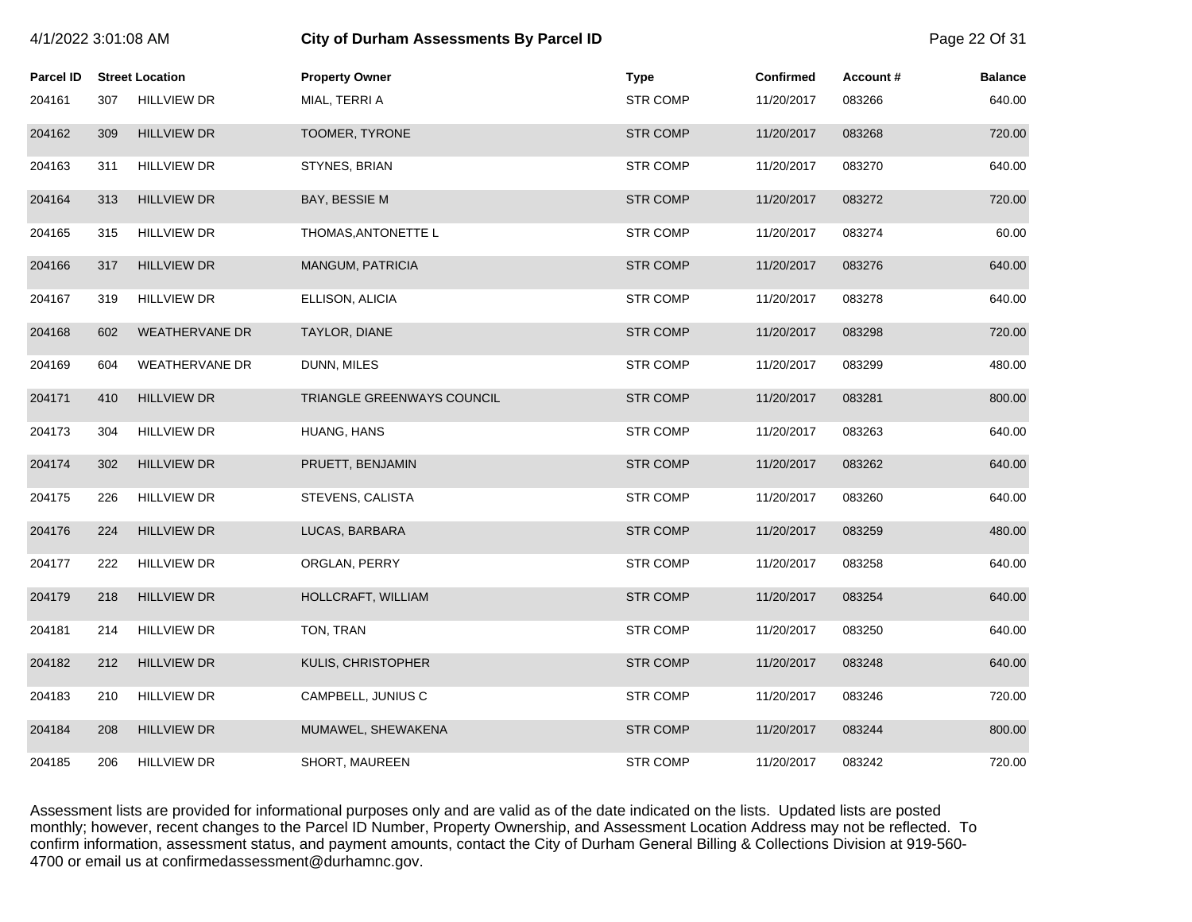| Parcel ID | Street Location | | Property Owner | Type | Confirmed | Account # | Balance |
|---|---|---|---|---|---|---|---|
| 204161 | 307 | HILLVIEW DR | MIAL, TERRI A | STR COMP | 11/20/2017 | 083266 | 640.00 |
| 204162 | 309 | HILLVIEW DR | TOOMER, TYRONE | STR COMP | 11/20/2017 | 083268 | 720.00 |
| 204163 | 311 | HILLVIEW DR | STYNES, BRIAN | STR COMP | 11/20/2017 | 083270 | 640.00 |
| 204164 | 313 | HILLVIEW DR | BAY, BESSIE M | STR COMP | 11/20/2017 | 083272 | 720.00 |
| 204165 | 315 | HILLVIEW DR | THOMAS,ANTONETTE L | STR COMP | 11/20/2017 | 083274 | 60.00 |
| 204166 | 317 | HILLVIEW DR | MANGUM, PATRICIA | STR COMP | 11/20/2017 | 083276 | 640.00 |
| 204167 | 319 | HILLVIEW DR | ELLISON, ALICIA | STR COMP | 11/20/2017 | 083278 | 640.00 |
| 204168 | 602 | WEATHERVANE DR | TAYLOR, DIANE | STR COMP | 11/20/2017 | 083298 | 720.00 |
| 204169 | 604 | WEATHERVANE DR | DUNN, MILES | STR COMP | 11/20/2017 | 083299 | 480.00 |
| 204171 | 410 | HILLVIEW DR | TRIANGLE GREENWAYS COUNCIL | STR COMP | 11/20/2017 | 083281 | 800.00 |
| 204173 | 304 | HILLVIEW DR | HUANG, HANS | STR COMP | 11/20/2017 | 083263 | 640.00 |
| 204174 | 302 | HILLVIEW DR | PRUETT, BENJAMIN | STR COMP | 11/20/2017 | 083262 | 640.00 |
| 204175 | 226 | HILLVIEW DR | STEVENS, CALISTA | STR COMP | 11/20/2017 | 083260 | 640.00 |
| 204176 | 224 | HILLVIEW DR | LUCAS, BARBARA | STR COMP | 11/20/2017 | 083259 | 480.00 |
| 204177 | 222 | HILLVIEW DR | ORGLAN, PERRY | STR COMP | 11/20/2017 | 083258 | 640.00 |
| 204179 | 218 | HILLVIEW DR | HOLLCRAFT, WILLIAM | STR COMP | 11/20/2017 | 083254 | 640.00 |
| 204181 | 214 | HILLVIEW DR | TON, TRAN | STR COMP | 11/20/2017 | 083250 | 640.00 |
| 204182 | 212 | HILLVIEW DR | KULIS, CHRISTOPHER | STR COMP | 11/20/2017 | 083248 | 640.00 |
| 204183 | 210 | HILLVIEW DR | CAMPBELL, JUNIUS C | STR COMP | 11/20/2017 | 083246 | 720.00 |
| 204184 | 208 | HILLVIEW DR | MUMAWEL, SHEWAKENA | STR COMP | 11/20/2017 | 083244 | 800.00 |
| 204185 | 206 | HILLVIEW DR | SHORT, MAUREEN | STR COMP | 11/20/2017 | 083242 | 720.00 |

Assessment lists are provided for informational purposes only and are valid as of the date indicated on the lists. Updated lists are posted monthly; however, recent changes to the Parcel ID Number, Property Ownership, and Assessment Location Address may not be reflected. To confirm information, assessment status, and payment amounts, contact the City of Durham General Billing & Collections Division at 919-560-4700 or email us at confirmedassessment@durhamnc.gov.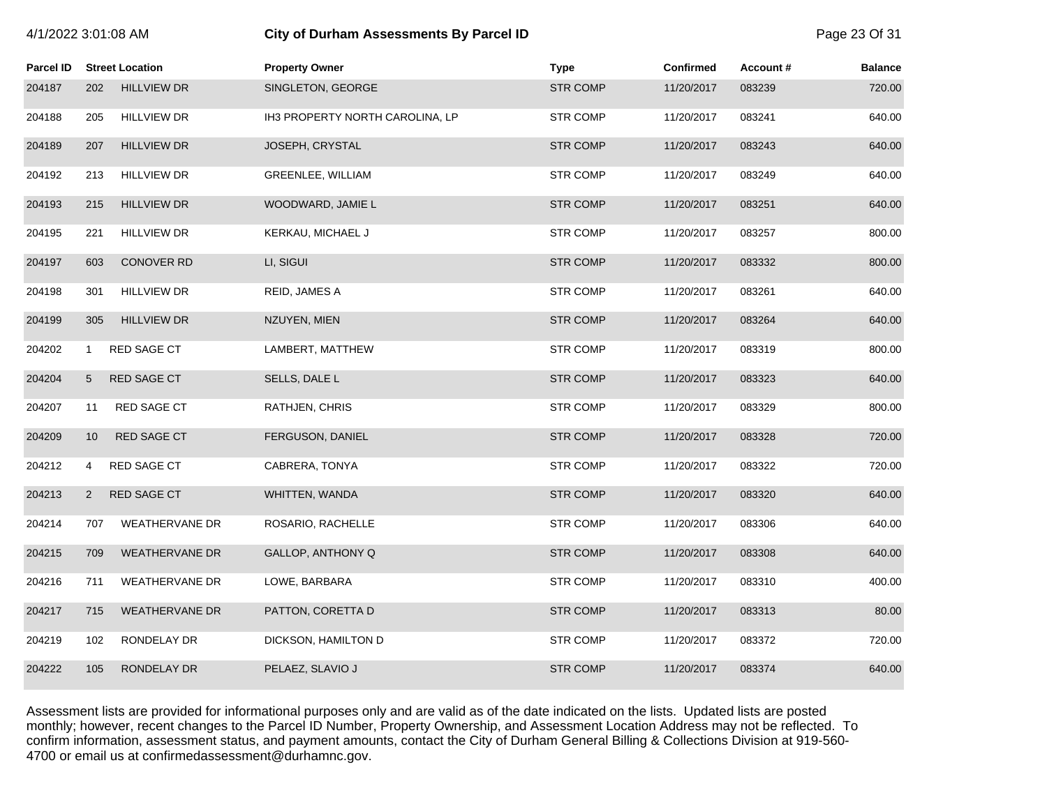# City of Durham Assessments By Parcel ID

| Parcel ID | Street Location | | Property Owner | Type | Confirmed | Account # | Balance |
|---|---|---|---|---|---|---|---|
| 204187 | 202 | HILLVIEW DR | SINGLETON, GEORGE | STR COMP | 11/20/2017 | 083239 | 720.00 |
| 204188 | 205 | HILLVIEW DR | IH3 PROPERTY NORTH CAROLINA, LP | STR COMP | 11/20/2017 | 083241 | 640.00 |
| 204189 | 207 | HILLVIEW DR | JOSEPH, CRYSTAL | STR COMP | 11/20/2017 | 083243 | 640.00 |
| 204192 | 213 | HILLVIEW DR | GREENLEE, WILLIAM | STR COMP | 11/20/2017 | 083249 | 640.00 |
| 204193 | 215 | HILLVIEW DR | WOODWARD, JAMIE L | STR COMP | 11/20/2017 | 083251 | 640.00 |
| 204195 | 221 | HILLVIEW DR | KERKAU, MICHAEL J | STR COMP | 11/20/2017 | 083257 | 800.00 |
| 204197 | 603 | CONOVER RD | LI, SIGUI | STR COMP | 11/20/2017 | 083332 | 800.00 |
| 204198 | 301 | HILLVIEW DR | REID, JAMES A | STR COMP | 11/20/2017 | 083261 | 640.00 |
| 204199 | 305 | HILLVIEW DR | NZUYEN, MIEN | STR COMP | 11/20/2017 | 083264 | 640.00 |
| 204202 | 1 | RED SAGE CT | LAMBERT, MATTHEW | STR COMP | 11/20/2017 | 083319 | 800.00 |
| 204204 | 5 | RED SAGE CT | SELLS, DALE L | STR COMP | 11/20/2017 | 083323 | 640.00 |
| 204207 | 11 | RED SAGE CT | RATHJEN, CHRIS | STR COMP | 11/20/2017 | 083329 | 800.00 |
| 204209 | 10 | RED SAGE CT | FERGUSON, DANIEL | STR COMP | 11/20/2017 | 083328 | 720.00 |
| 204212 | 4 | RED SAGE CT | CABRERA, TONYA | STR COMP | 11/20/2017 | 083322 | 720.00 |
| 204213 | 2 | RED SAGE CT | WHITTEN, WANDA | STR COMP | 11/20/2017 | 083320 | 640.00 |
| 204214 | 707 | WEATHERVANE DR | ROSARIO, RACHELLE | STR COMP | 11/20/2017 | 083306 | 640.00 |
| 204215 | 709 | WEATHERVANE DR | GALLOP, ANTHONY Q | STR COMP | 11/20/2017 | 083308 | 640.00 |
| 204216 | 711 | WEATHERVANE DR | LOWE, BARBARA | STR COMP | 11/20/2017 | 083310 | 400.00 |
| 204217 | 715 | WEATHERVANE DR | PATTON, CORETTA D | STR COMP | 11/20/2017 | 083313 | 80.00 |
| 204219 | 102 | RONDELAY DR | DICKSON, HAMILTON D | STR COMP | 11/20/2017 | 083372 | 720.00 |
| 204222 | 105 | RONDELAY DR | PELAEZ, SLAVIO J | STR COMP | 11/20/2017 | 083374 | 640.00 |

Assessment lists are provided for informational purposes only and are valid as of the date indicated on the lists. Updated lists are posted monthly; however, recent changes to the Parcel ID Number, Property Ownership, and Assessment Location Address may not be reflected. To confirm information, assessment status, and payment amounts, contact the City of Durham General Billing & Collections Division at 919-560-4700 or email us at confirmedassessment@durhamnc.gov.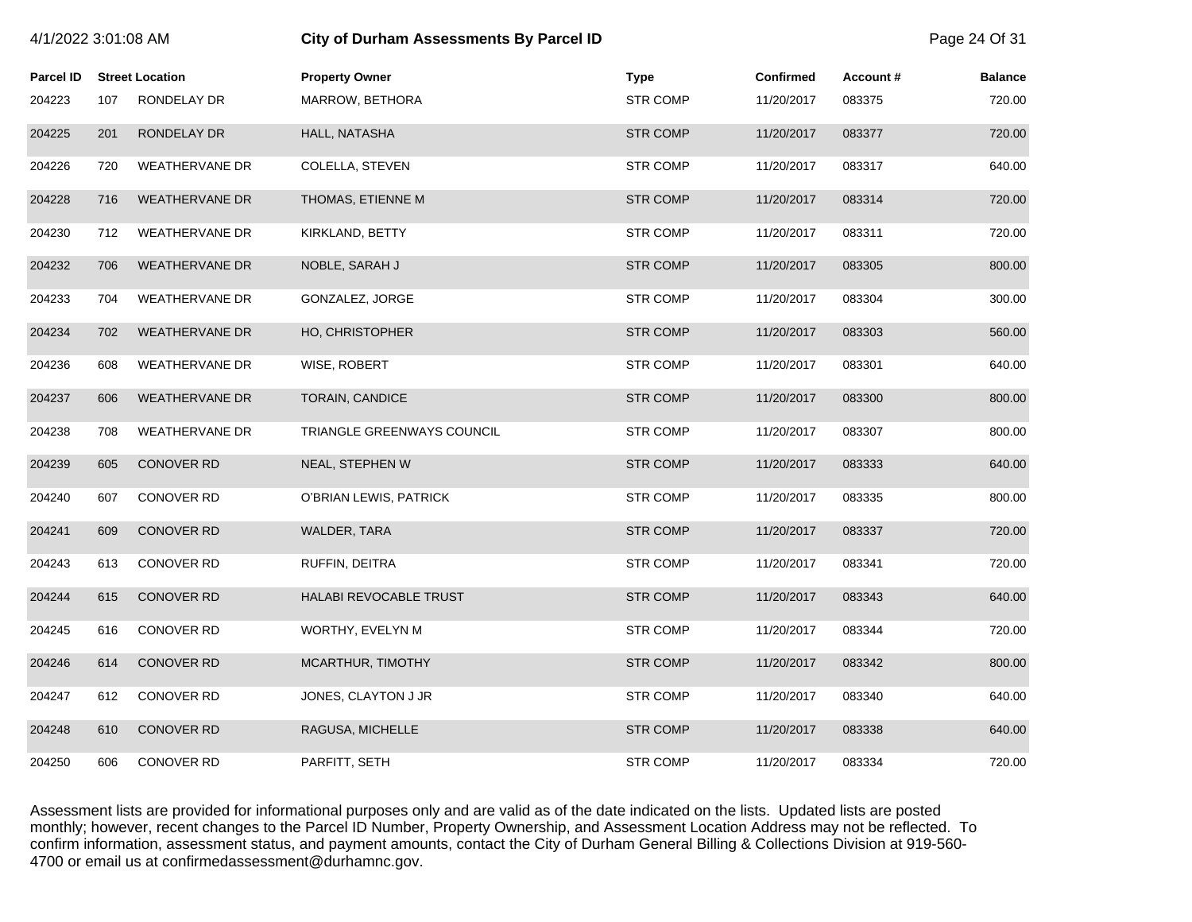| Parcel ID | Street Location | | Property Owner | Type | Confirmed | Account # | Balance |
|---|---|---|---|---|---|---|---|
| 204223 | 107 | RONDELAY DR | MARROW, BETHORA | STR COMP | 11/20/2017 | 083375 | 720.00 |
| 204225 | 201 | RONDELAY DR | HALL, NATASHA | STR COMP | 11/20/2017 | 083377 | 720.00 |
| 204226 | 720 | WEATHERVANE DR | COLELLA, STEVEN | STR COMP | 11/20/2017 | 083317 | 640.00 |
| 204228 | 716 | WEATHERVANE DR | THOMAS, ETIENNE M | STR COMP | 11/20/2017 | 083314 | 720.00 |
| 204230 | 712 | WEATHERVANE DR | KIRKLAND, BETTY | STR COMP | 11/20/2017 | 083311 | 720.00 |
| 204232 | 706 | WEATHERVANE DR | NOBLE, SARAH J | STR COMP | 11/20/2017 | 083305 | 800.00 |
| 204233 | 704 | WEATHERVANE DR | GONZALEZ, JORGE | STR COMP | 11/20/2017 | 083304 | 300.00 |
| 204234 | 702 | WEATHERVANE DR | HO, CHRISTOPHER | STR COMP | 11/20/2017 | 083303 | 560.00 |
| 204236 | 608 | WEATHERVANE DR | WISE, ROBERT | STR COMP | 11/20/2017 | 083301 | 640.00 |
| 204237 | 606 | WEATHERVANE DR | TORAIN, CANDICE | STR COMP | 11/20/2017 | 083300 | 800.00 |
| 204238 | 708 | WEATHERVANE DR | TRIANGLE GREENWAYS COUNCIL | STR COMP | 11/20/2017 | 083307 | 800.00 |
| 204239 | 605 | CONOVER RD | NEAL, STEPHEN W | STR COMP | 11/20/2017 | 083333 | 640.00 |
| 204240 | 607 | CONOVER RD | O'BRIAN LEWIS, PATRICK | STR COMP | 11/20/2017 | 083335 | 800.00 |
| 204241 | 609 | CONOVER RD | WALDER, TARA | STR COMP | 11/20/2017 | 083337 | 720.00 |
| 204243 | 613 | CONOVER RD | RUFFIN, DEITRA | STR COMP | 11/20/2017 | 083341 | 720.00 |
| 204244 | 615 | CONOVER RD | HALABI REVOCABLE TRUST | STR COMP | 11/20/2017 | 083343 | 640.00 |
| 204245 | 616 | CONOVER RD | WORTHY, EVELYN M | STR COMP | 11/20/2017 | 083344 | 720.00 |
| 204246 | 614 | CONOVER RD | MCARTHUR, TIMOTHY | STR COMP | 11/20/2017 | 083342 | 800.00 |
| 204247 | 612 | CONOVER RD | JONES, CLAYTON J JR | STR COMP | 11/20/2017 | 083340 | 640.00 |
| 204248 | 610 | CONOVER RD | RAGUSA, MICHELLE | STR COMP | 11/20/2017 | 083338 | 640.00 |
| 204250 | 606 | CONOVER RD | PARFITT, SETH | STR COMP | 11/20/2017 | 083334 | 720.00 |

Assessment lists are provided for informational purposes only and are valid as of the date indicated on the lists. Updated lists are posted monthly; however, recent changes to the Parcel ID Number, Property Ownership, and Assessment Location Address may not be reflected. To confirm information, assessment status, and payment amounts, contact the City of Durham General Billing & Collections Division at 919-560-4700 or email us at confirmedassessment@durhamnc.gov.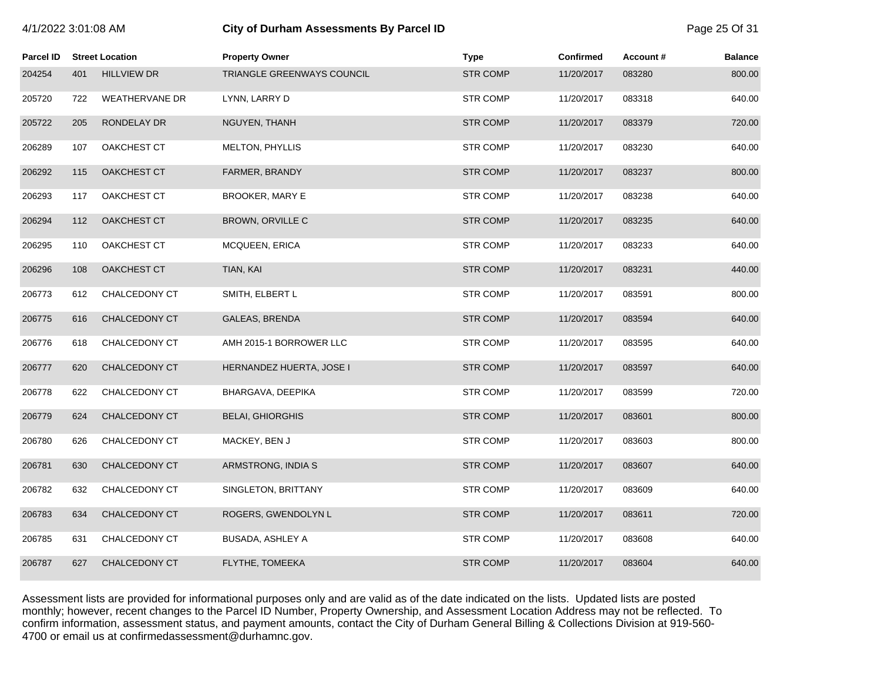# City of Durham Assessments By Parcel ID

| Parcel ID | Street Location | | Property Owner | Type | Confirmed | Account # | Balance |
|---|---|---|---|---|---|---|---|
| 204254 | 401 | HILLVIEW DR | TRIANGLE GREENWAYS COUNCIL | STR COMP | 11/20/2017 | 083280 | 800.00 |
| 205720 | 722 | WEATHERVANE DR | LYNN, LARRY D | STR COMP | 11/20/2017 | 083318 | 640.00 |
| 205722 | 205 | RONDELAY DR | NGUYEN, THANH | STR COMP | 11/20/2017 | 083379 | 720.00 |
| 206289 | 107 | OAKCHEST CT | MELTON, PHYLLIS | STR COMP | 11/20/2017 | 083230 | 640.00 |
| 206292 | 115 | OAKCHEST CT | FARMER, BRANDY | STR COMP | 11/20/2017 | 083237 | 800.00 |
| 206293 | 117 | OAKCHEST CT | BROOKER, MARY E | STR COMP | 11/20/2017 | 083238 | 640.00 |
| 206294 | 112 | OAKCHEST CT | BROWN, ORVILLE C | STR COMP | 11/20/2017 | 083235 | 640.00 |
| 206295 | 110 | OAKCHEST CT | MCQUEEN, ERICA | STR COMP | 11/20/2017 | 083233 | 640.00 |
| 206296 | 108 | OAKCHEST CT | TIAN, KAI | STR COMP | 11/20/2017 | 083231 | 440.00 |
| 206773 | 612 | CHALCEDONY CT | SMITH, ELBERT L | STR COMP | 11/20/2017 | 083591 | 800.00 |
| 206775 | 616 | CHALCEDONY CT | GALEAS, BRENDA | STR COMP | 11/20/2017 | 083594 | 640.00 |
| 206776 | 618 | CHALCEDONY CT | AMH 2015-1 BORROWER LLC | STR COMP | 11/20/2017 | 083595 | 640.00 |
| 206777 | 620 | CHALCEDONY CT | HERNANDEZ HUERTA, JOSE I | STR COMP | 11/20/2017 | 083597 | 640.00 |
| 206778 | 622 | CHALCEDONY CT | BHARGAVA, DEEPIKA | STR COMP | 11/20/2017 | 083599 | 720.00 |
| 206779 | 624 | CHALCEDONY CT | BELAI, GHIORGHIS | STR COMP | 11/20/2017 | 083601 | 800.00 |
| 206780 | 626 | CHALCEDONY CT | MACKEY, BEN J | STR COMP | 11/20/2017 | 083603 | 800.00 |
| 206781 | 630 | CHALCEDONY CT | ARMSTRONG, INDIA S | STR COMP | 11/20/2017 | 083607 | 640.00 |
| 206782 | 632 | CHALCEDONY CT | SINGLETON, BRITTANY | STR COMP | 11/20/2017 | 083609 | 640.00 |
| 206783 | 634 | CHALCEDONY CT | ROGERS, GWENDOLYN L | STR COMP | 11/20/2017 | 083611 | 720.00 |
| 206785 | 631 | CHALCEDONY CT | BUSADA, ASHLEY A | STR COMP | 11/20/2017 | 083608 | 640.00 |
| 206787 | 627 | CHALCEDONY CT | FLYTHE, TOMEEKA | STR COMP | 11/20/2017 | 083604 | 640.00 |

Assessment lists are provided for informational purposes only and are valid as of the date indicated on the lists. Updated lists are posted monthly; however, recent changes to the Parcel ID Number, Property Ownership, and Assessment Location Address may not be reflected. To confirm information, assessment status, and payment amounts, contact the City of Durham General Billing & Collections Division at 919-560-4700 or email us at confirmedassessment@durhamnc.gov.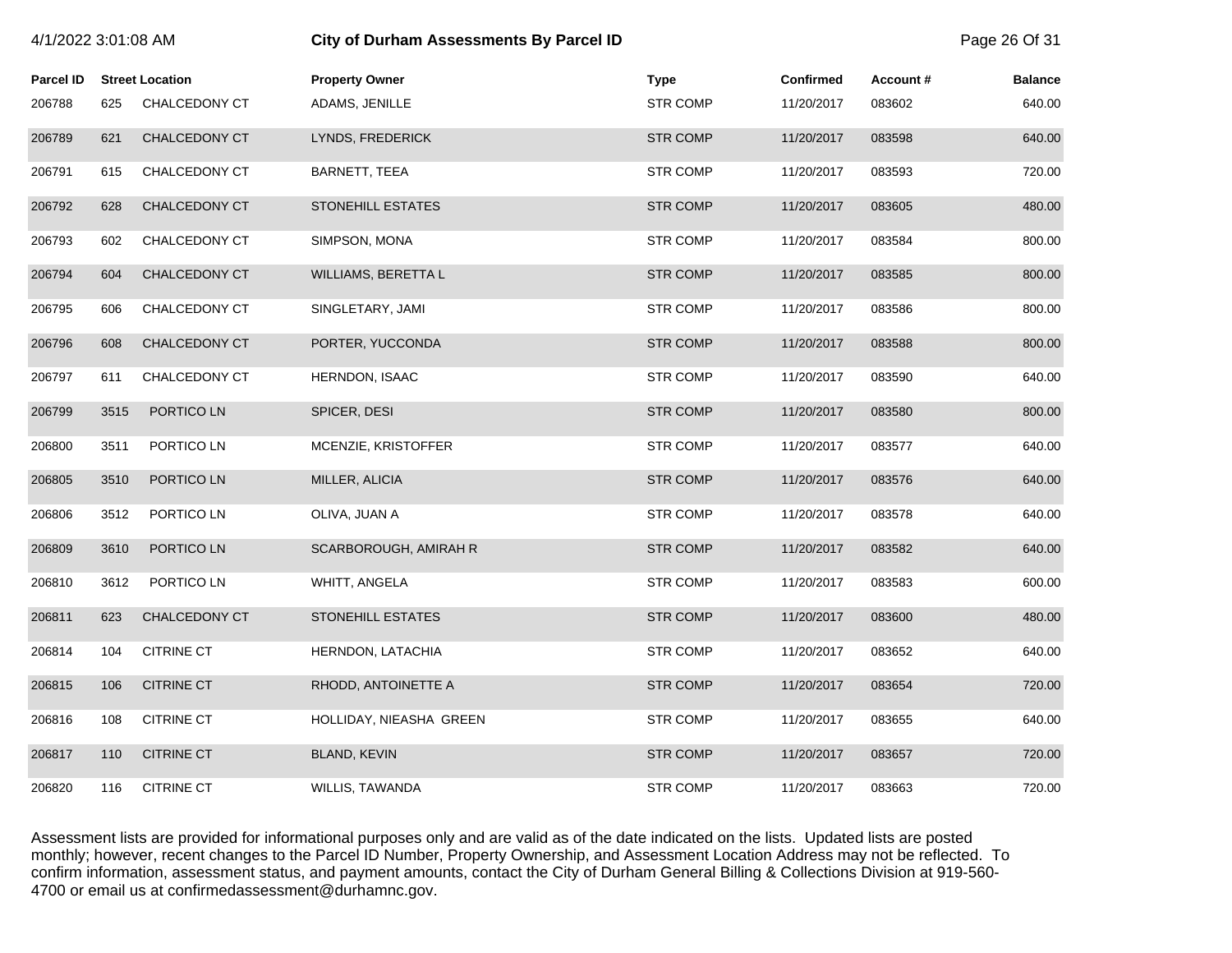| Parcel ID | Street Location | | Property Owner | Type | Confirmed | Account # | Balance |
|---|---|---|---|---|---|---|---|
| 206788 | 625 | CHALCEDONY CT | ADAMS, JENILLE | STR COMP | 11/20/2017 | 083602 | 640.00 |
| 206789 | 621 | CHALCEDONY CT | LYNDS, FREDERICK | STR COMP | 11/20/2017 | 083598 | 640.00 |
| 206791 | 615 | CHALCEDONY CT | BARNETT, TEEA | STR COMP | 11/20/2017 | 083593 | 720.00 |
| 206792 | 628 | CHALCEDONY CT | STONEHILL ESTATES | STR COMP | 11/20/2017 | 083605 | 480.00 |
| 206793 | 602 | CHALCEDONY CT | SIMPSON, MONA | STR COMP | 11/20/2017 | 083584 | 800.00 |
| 206794 | 604 | CHALCEDONY CT | WILLIAMS, BERETTA L | STR COMP | 11/20/2017 | 083585 | 800.00 |
| 206795 | 606 | CHALCEDONY CT | SINGLETARY, JAMI | STR COMP | 11/20/2017 | 083586 | 800.00 |
| 206796 | 608 | CHALCEDONY CT | PORTER, YUCCONDA | STR COMP | 11/20/2017 | 083588 | 800.00 |
| 206797 | 611 | CHALCEDONY CT | HERNDON, ISAAC | STR COMP | 11/20/2017 | 083590 | 640.00 |
| 206799 | 3515 | PORTICO LN | SPICER, DESI | STR COMP | 11/20/2017 | 083580 | 800.00 |
| 206800 | 3511 | PORTICO LN | MCENZIE, KRISTOFFER | STR COMP | 11/20/2017 | 083577 | 640.00 |
| 206805 | 3510 | PORTICO LN | MILLER, ALICIA | STR COMP | 11/20/2017 | 083576 | 640.00 |
| 206806 | 3512 | PORTICO LN | OLIVA, JUAN A | STR COMP | 11/20/2017 | 083578 | 640.00 |
| 206809 | 3610 | PORTICO LN | SCARBOROUGH, AMIRAH R | STR COMP | 11/20/2017 | 083582 | 640.00 |
| 206810 | 3612 | PORTICO LN | WHITT, ANGELA | STR COMP | 11/20/2017 | 083583 | 600.00 |
| 206811 | 623 | CHALCEDONY CT | STONEHILL ESTATES | STR COMP | 11/20/2017 | 083600 | 480.00 |
| 206814 | 104 | CITRINE CT | HERNDON, LATACHIA | STR COMP | 11/20/2017 | 083652 | 640.00 |
| 206815 | 106 | CITRINE CT | RHODD, ANTOINETTE A | STR COMP | 11/20/2017 | 083654 | 720.00 |
| 206816 | 108 | CITRINE CT | HOLLIDAY, NIEASHA GREEN | STR COMP | 11/20/2017 | 083655 | 640.00 |
| 206817 | 110 | CITRINE CT | BLAND, KEVIN | STR COMP | 11/20/2017 | 083657 | 720.00 |
| 206820 | 116 | CITRINE CT | WILLIS, TAWANDA | STR COMP | 11/20/2017 | 083663 | 720.00 |

Assessment lists are provided for informational purposes only and are valid as of the date indicated on the lists. Updated lists are posted monthly; however, recent changes to the Parcel ID Number, Property Ownership, and Assessment Location Address may not be reflected. To confirm information, assessment status, and payment amounts, contact the City of Durham General Billing & Collections Division at 919-560-4700 or email us at confirmedassessment@durhamnc.gov.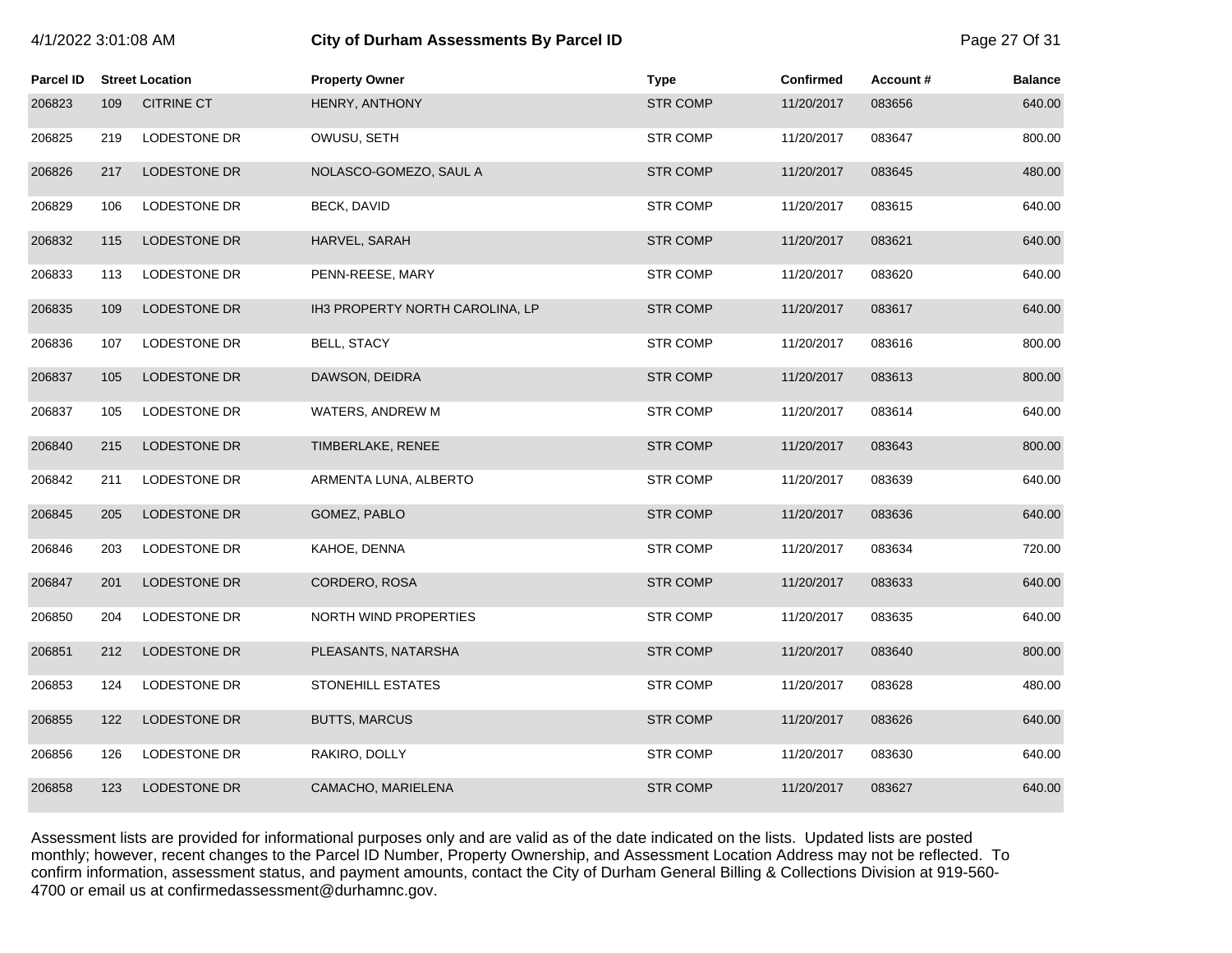| Parcel ID | Street Location | | Property Owner | Type | Confirmed | Account # | Balance |
|---|---|---|---|---|---|---|---|
| 206823 | 109 | CITRINE CT | HENRY, ANTHONY | STR COMP | 11/20/2017 | 083656 | 640.00 |
| 206825 | 219 | LODESTONE DR | OWUSU, SETH | STR COMP | 11/20/2017 | 083647 | 800.00 |
| 206826 | 217 | LODESTONE DR | NOLASCO-GOMEZO, SAUL A | STR COMP | 11/20/2017 | 083645 | 480.00 |
| 206829 | 106 | LODESTONE DR | BECK, DAVID | STR COMP | 11/20/2017 | 083615 | 640.00 |
| 206832 | 115 | LODESTONE DR | HARVEL, SARAH | STR COMP | 11/20/2017 | 083621 | 640.00 |
| 206833 | 113 | LODESTONE DR | PENN-REESE, MARY | STR COMP | 11/20/2017 | 083620 | 640.00 |
| 206835 | 109 | LODESTONE DR | IH3 PROPERTY NORTH CAROLINA, LP | STR COMP | 11/20/2017 | 083617 | 640.00 |
| 206836 | 107 | LODESTONE DR | BELL, STACY | STR COMP | 11/20/2017 | 083616 | 800.00 |
| 206837 | 105 | LODESTONE DR | DAWSON, DEIDRA | STR COMP | 11/20/2017 | 083613 | 800.00 |
| 206837 | 105 | LODESTONE DR | WATERS, ANDREW M | STR COMP | 11/20/2017 | 083614 | 640.00 |
| 206840 | 215 | LODESTONE DR | TIMBERLAKE, RENEE | STR COMP | 11/20/2017 | 083643 | 800.00 |
| 206842 | 211 | LODESTONE DR | ARMENTA LUNA, ALBERTO | STR COMP | 11/20/2017 | 083639 | 640.00 |
| 206845 | 205 | LODESTONE DR | GOMEZ, PABLO | STR COMP | 11/20/2017 | 083636 | 640.00 |
| 206846 | 203 | LODESTONE DR | KAHOE, DENNA | STR COMP | 11/20/2017 | 083634 | 720.00 |
| 206847 | 201 | LODESTONE DR | CORDERO, ROSA | STR COMP | 11/20/2017 | 083633 | 640.00 |
| 206850 | 204 | LODESTONE DR | NORTH WIND PROPERTIES | STR COMP | 11/20/2017 | 083635 | 640.00 |
| 206851 | 212 | LODESTONE DR | PLEASANTS, NATARSHA | STR COMP | 11/20/2017 | 083640 | 800.00 |
| 206853 | 124 | LODESTONE DR | STONEHILL ESTATES | STR COMP | 11/20/2017 | 083628 | 480.00 |
| 206855 | 122 | LODESTONE DR | BUTTS, MARCUS | STR COMP | 11/20/2017 | 083626 | 640.00 |
| 206856 | 126 | LODESTONE DR | RAKIRO, DOLLY | STR COMP | 11/20/2017 | 083630 | 640.00 |
| 206858 | 123 | LODESTONE DR | CAMACHO, MARIELENA | STR COMP | 11/20/2017 | 083627 | 640.00 |

Assessment lists are provided for informational purposes only and are valid as of the date indicated on the lists. Updated lists are posted monthly; however, recent changes to the Parcel ID Number, Property Ownership, and Assessment Location Address may not be reflected. To confirm information, assessment status, and payment amounts, contact the City of Durham General Billing & Collections Division at 919-560-4700 or email us at confirmedassessment@durhamnc.gov.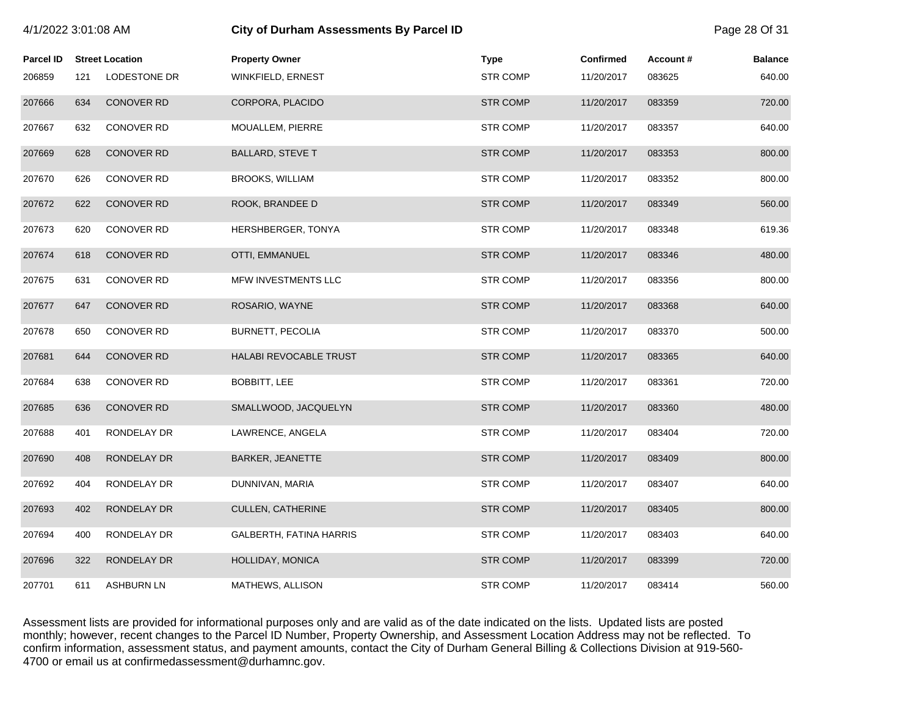| Parcel ID | Street Location | | Property Owner | Type | Confirmed | Account # | Balance |
|---|---|---|---|---|---|---|---|
| 206859 | 121 | LODESTONE DR | WINKFIELD, ERNEST | STR COMP | 11/20/2017 | 083625 | 640.00 |
| 207666 | 634 | CONOVER RD | CORPORA, PLACIDO | STR COMP | 11/20/2017 | 083359 | 720.00 |
| 207667 | 632 | CONOVER RD | MOUALLEM, PIERRE | STR COMP | 11/20/2017 | 083357 | 640.00 |
| 207669 | 628 | CONOVER RD | BALLARD, STEVE T | STR COMP | 11/20/2017 | 083353 | 800.00 |
| 207670 | 626 | CONOVER RD | BROOKS, WILLIAM | STR COMP | 11/20/2017 | 083352 | 800.00 |
| 207672 | 622 | CONOVER RD | ROOK, BRANDEE D | STR COMP | 11/20/2017 | 083349 | 560.00 |
| 207673 | 620 | CONOVER RD | HERSHBERGER, TONYA | STR COMP | 11/20/2017 | 083348 | 619.36 |
| 207674 | 618 | CONOVER RD | OTTI, EMMANUEL | STR COMP | 11/20/2017 | 083346 | 480.00 |
| 207675 | 631 | CONOVER RD | MFW INVESTMENTS LLC | STR COMP | 11/20/2017 | 083356 | 800.00 |
| 207677 | 647 | CONOVER RD | ROSARIO, WAYNE | STR COMP | 11/20/2017 | 083368 | 640.00 |
| 207678 | 650 | CONOVER RD | BURNETT, PECOLIA | STR COMP | 11/20/2017 | 083370 | 500.00 |
| 207681 | 644 | CONOVER RD | HALABI REVOCABLE TRUST | STR COMP | 11/20/2017 | 083365 | 640.00 |
| 207684 | 638 | CONOVER RD | BOBBITT, LEE | STR COMP | 11/20/2017 | 083361 | 720.00 |
| 207685 | 636 | CONOVER RD | SMALLWOOD, JACQUELYN | STR COMP | 11/20/2017 | 083360 | 480.00 |
| 207688 | 401 | RONDELAY DR | LAWRENCE, ANGELA | STR COMP | 11/20/2017 | 083404 | 720.00 |
| 207690 | 408 | RONDELAY DR | BARKER, JEANETTE | STR COMP | 11/20/2017 | 083409 | 800.00 |
| 207692 | 404 | RONDELAY DR | DUNNIVAN, MARIA | STR COMP | 11/20/2017 | 083407 | 640.00 |
| 207693 | 402 | RONDELAY DR | CULLEN, CATHERINE | STR COMP | 11/20/2017 | 083405 | 800.00 |
| 207694 | 400 | RONDELAY DR | GALBERTH, FATINA HARRIS | STR COMP | 11/20/2017 | 083403 | 640.00 |
| 207696 | 322 | RONDELAY DR | HOLLIDAY, MONICA | STR COMP | 11/20/2017 | 083399 | 720.00 |
| 207701 | 611 | ASHBURN LN | MATHEWS, ALLISON | STR COMP | 11/20/2017 | 083414 | 560.00 |

Assessment lists are provided for informational purposes only and are valid as of the date indicated on the lists. Updated lists are posted monthly; however, recent changes to the Parcel ID Number, Property Ownership, and Assessment Location Address may not be reflected. To confirm information, assessment status, and payment amounts, contact the City of Durham General Billing & Collections Division at 919-560-4700 or email us at confirmedassessment@durhamnc.gov.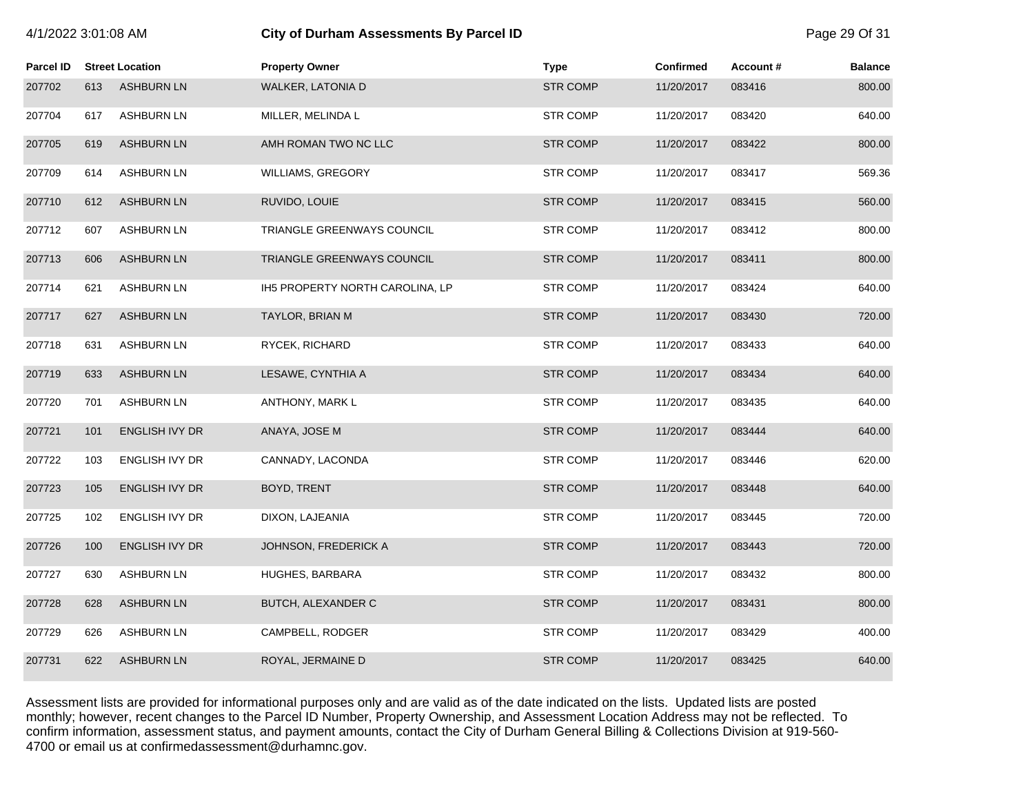| Parcel ID | Street Location | | Property Owner | Type | Confirmed | Account # | Balance |
|---|---|---|---|---|---|---|---|
| 207702 | 613 | ASHBURN LN | WALKER, LATONIA D | STR COMP | 11/20/2017 | 083416 | 800.00 |
| 207704 | 617 | ASHBURN LN | MILLER, MELINDA L | STR COMP | 11/20/2017 | 083420 | 640.00 |
| 207705 | 619 | ASHBURN LN | AMH ROMAN TWO NC LLC | STR COMP | 11/20/2017 | 083422 | 800.00 |
| 207709 | 614 | ASHBURN LN | WILLIAMS, GREGORY | STR COMP | 11/20/2017 | 083417 | 569.36 |
| 207710 | 612 | ASHBURN LN | RUVIDO, LOUIE | STR COMP | 11/20/2017 | 083415 | 560.00 |
| 207712 | 607 | ASHBURN LN | TRIANGLE GREENWAYS COUNCIL | STR COMP | 11/20/2017 | 083412 | 800.00 |
| 207713 | 606 | ASHBURN LN | TRIANGLE GREENWAYS COUNCIL | STR COMP | 11/20/2017 | 083411 | 800.00 |
| 207714 | 621 | ASHBURN LN | IH5 PROPERTY NORTH CAROLINA, LP | STR COMP | 11/20/2017 | 083424 | 640.00 |
| 207717 | 627 | ASHBURN LN | TAYLOR, BRIAN M | STR COMP | 11/20/2017 | 083430 | 720.00 |
| 207718 | 631 | ASHBURN LN | RYCEK, RICHARD | STR COMP | 11/20/2017 | 083433 | 640.00 |
| 207719 | 633 | ASHBURN LN | LESAWE, CYNTHIA A | STR COMP | 11/20/2017 | 083434 | 640.00 |
| 207720 | 701 | ASHBURN LN | ANTHONY, MARK L | STR COMP | 11/20/2017 | 083435 | 640.00 |
| 207721 | 101 | ENGLISH IVY DR | ANAYA, JOSE M | STR COMP | 11/20/2017 | 083444 | 640.00 |
| 207722 | 103 | ENGLISH IVY DR | CANNADY, LACONDA | STR COMP | 11/20/2017 | 083446 | 620.00 |
| 207723 | 105 | ENGLISH IVY DR | BOYD, TRENT | STR COMP | 11/20/2017 | 083448 | 640.00 |
| 207725 | 102 | ENGLISH IVY DR | DIXON, LAJEANIA | STR COMP | 11/20/2017 | 083445 | 720.00 |
| 207726 | 100 | ENGLISH IVY DR | JOHNSON, FREDERICK A | STR COMP | 11/20/2017 | 083443 | 720.00 |
| 207727 | 630 | ASHBURN LN | HUGHES, BARBARA | STR COMP | 11/20/2017 | 083432 | 800.00 |
| 207728 | 628 | ASHBURN LN | BUTCH, ALEXANDER C | STR COMP | 11/20/2017 | 083431 | 800.00 |
| 207729 | 626 | ASHBURN LN | CAMPBELL, RODGER | STR COMP | 11/20/2017 | 083429 | 400.00 |
| 207731 | 622 | ASHBURN LN | ROYAL, JERMAINE D | STR COMP | 11/20/2017 | 083425 | 640.00 |

Assessment lists are provided for informational purposes only and are valid as of the date indicated on the lists. Updated lists are posted monthly; however, recent changes to the Parcel ID Number, Property Ownership, and Assessment Location Address may not be reflected. To confirm information, assessment status, and payment amounts, contact the City of Durham General Billing & Collections Division at 919-560-4700 or email us at confirmedassessment@durhamnc.gov.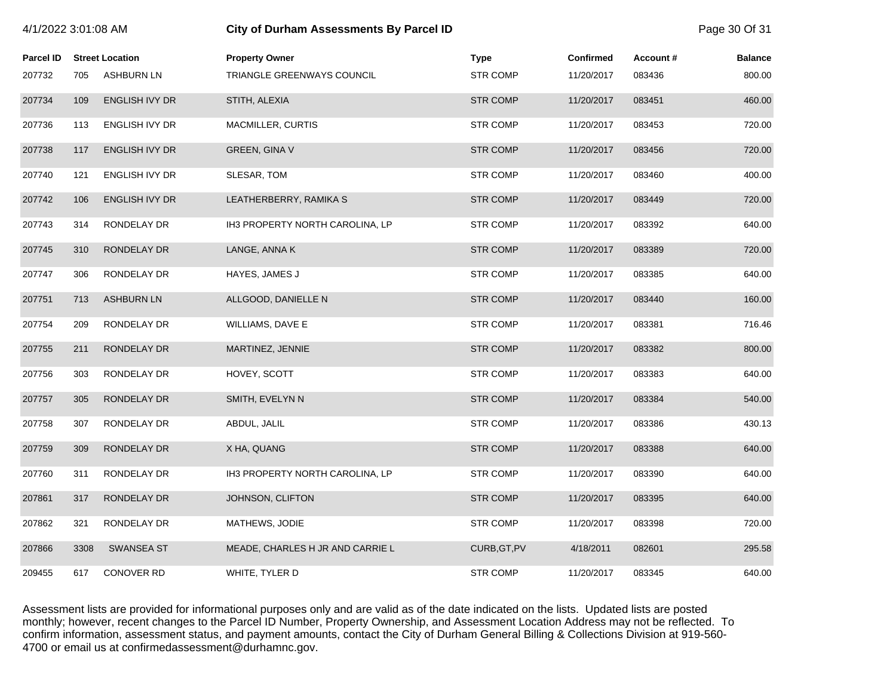| Parcel ID | Street Location | | Property Owner | Type | Confirmed | Account # | Balance |
|---|---|---|---|---|---|---|---|
| 207732 | 705 | ASHBURN LN | TRIANGLE GREENWAYS COUNCIL | STR COMP | 11/20/2017 | 083436 | 800.00 |
| 207734 | 109 | ENGLISH IVY DR | STITH, ALEXIA | STR COMP | 11/20/2017 | 083451 | 460.00 |
| 207736 | 113 | ENGLISH IVY DR | MACMILLER, CURTIS | STR COMP | 11/20/2017 | 083453 | 720.00 |
| 207738 | 117 | ENGLISH IVY DR | GREEN, GINA V | STR COMP | 11/20/2017 | 083456 | 720.00 |
| 207740 | 121 | ENGLISH IVY DR | SLESAR, TOM | STR COMP | 11/20/2017 | 083460 | 400.00 |
| 207742 | 106 | ENGLISH IVY DR | LEATHERBERRY, RAMIKA S | STR COMP | 11/20/2017 | 083449 | 720.00 |
| 207743 | 314 | RONDELAY DR | IH3 PROPERTY NORTH CAROLINA, LP | STR COMP | 11/20/2017 | 083392 | 640.00 |
| 207745 | 310 | RONDELAY DR | LANGE, ANNA K | STR COMP | 11/20/2017 | 083389 | 720.00 |
| 207747 | 306 | RONDELAY DR | HAYES, JAMES J | STR COMP | 11/20/2017 | 083385 | 640.00 |
| 207751 | 713 | ASHBURN LN | ALLGOOD, DANIELLE N | STR COMP | 11/20/2017 | 083440 | 160.00 |
| 207754 | 209 | RONDELAY DR | WILLIAMS, DAVE E | STR COMP | 11/20/2017 | 083381 | 716.46 |
| 207755 | 211 | RONDELAY DR | MARTINEZ, JENNIE | STR COMP | 11/20/2017 | 083382 | 800.00 |
| 207756 | 303 | RONDELAY DR | HOVEY, SCOTT | STR COMP | 11/20/2017 | 083383 | 640.00 |
| 207757 | 305 | RONDELAY DR | SMITH, EVELYN N | STR COMP | 11/20/2017 | 083384 | 540.00 |
| 207758 | 307 | RONDELAY DR | ABDUL, JALIL | STR COMP | 11/20/2017 | 083386 | 430.13 |
| 207759 | 309 | RONDELAY DR | X HA, QUANG | STR COMP | 11/20/2017 | 083388 | 640.00 |
| 207760 | 311 | RONDELAY DR | IH3 PROPERTY NORTH CAROLINA, LP | STR COMP | 11/20/2017 | 083390 | 640.00 |
| 207861 | 317 | RONDELAY DR | JOHNSON, CLIFTON | STR COMP | 11/20/2017 | 083395 | 640.00 |
| 207862 | 321 | RONDELAY DR | MATHEWS, JODIE | STR COMP | 11/20/2017 | 083398 | 720.00 |
| 207866 | 3308 | SWANSEA ST | MEADE, CHARLES H JR AND CARRIE L | CURB,GT,PV | 4/18/2011 | 082601 | 295.58 |
| 209455 | 617 | CONOVER RD | WHITE, TYLER D | STR COMP | 11/20/2017 | 083345 | 640.00 |

Assessment lists are provided for informational purposes only and are valid as of the date indicated on the lists. Updated lists are posted monthly; however, recent changes to the Parcel ID Number, Property Ownership, and Assessment Location Address may not be reflected. To confirm information, assessment status, and payment amounts, contact the City of Durham General Billing & Collections Division at 919-560-4700 or email us at confirmedassessment@durhamnc.gov.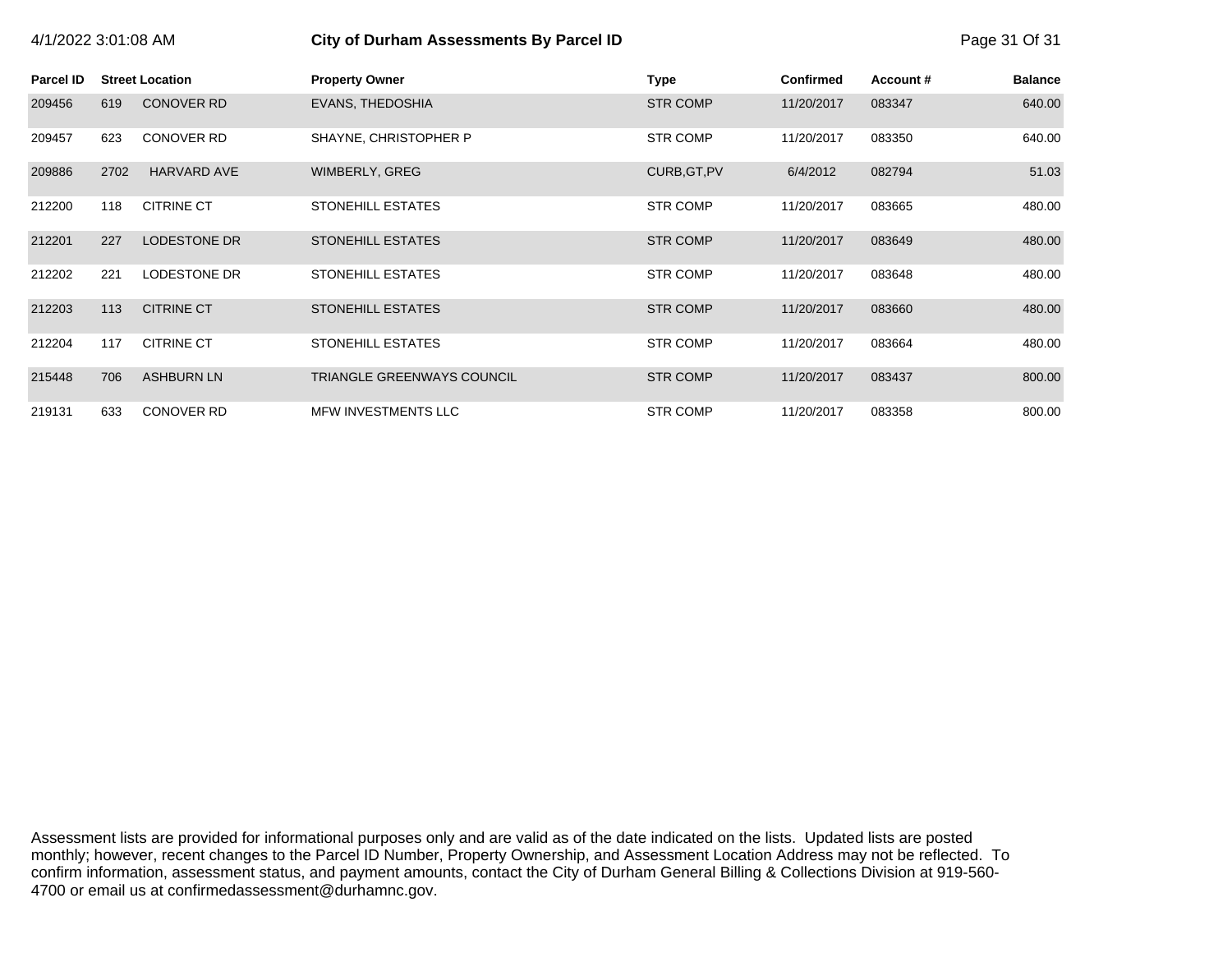# City of Durham Assessments By Parcel ID

| Parcel ID | Street Location | | Property Owner | Type | Confirmed | Account # | Balance |
|---|---|---|---|---|---|---|---|
| 209456 | 619 | CONOVER RD | EVANS, THEDOSHIA | STR COMP | 11/20/2017 | 083347 | 640.00 |
| 209457 | 623 | CONOVER RD | SHAYNE, CHRISTOPHER P | STR COMP | 11/20/2017 | 083350 | 640.00 |
| 209886 | 2702 | HARVARD AVE | WIMBERLY, GREG | CURB,GT,PV | 6/4/2012 | 082794 | 51.03 |
| 212200 | 118 | CITRINE CT | STONEHILL ESTATES | STR COMP | 11/20/2017 | 083665 | 480.00 |
| 212201 | 227 | LODESTONE DR | STONEHILL ESTATES | STR COMP | 11/20/2017 | 083649 | 480.00 |
| 212202 | 221 | LODESTONE DR | STONEHILL ESTATES | STR COMP | 11/20/2017 | 083648 | 480.00 |
| 212203 | 113 | CITRINE CT | STONEHILL ESTATES | STR COMP | 11/20/2017 | 083660 | 480.00 |
| 212204 | 117 | CITRINE CT | STONEHILL ESTATES | STR COMP | 11/20/2017 | 083664 | 480.00 |
| 215448 | 706 | ASHBURN LN | TRIANGLE GREENWAYS COUNCIL | STR COMP | 11/20/2017 | 083437 | 800.00 |
| 219131 | 633 | CONOVER RD | MFW INVESTMENTS LLC | STR COMP | 11/20/2017 | 083358 | 800.00 |

Assessment lists are provided for informational purposes only and are valid as of the date indicated on the lists. Updated lists are posted monthly; however, recent changes to the Parcel ID Number, Property Ownership, and Assessment Location Address may not be reflected. To confirm information, assessment status, and payment amounts, contact the City of Durham General Billing & Collections Division at 919-560-4700 or email us at confirmedassessment@durhamnc.gov.